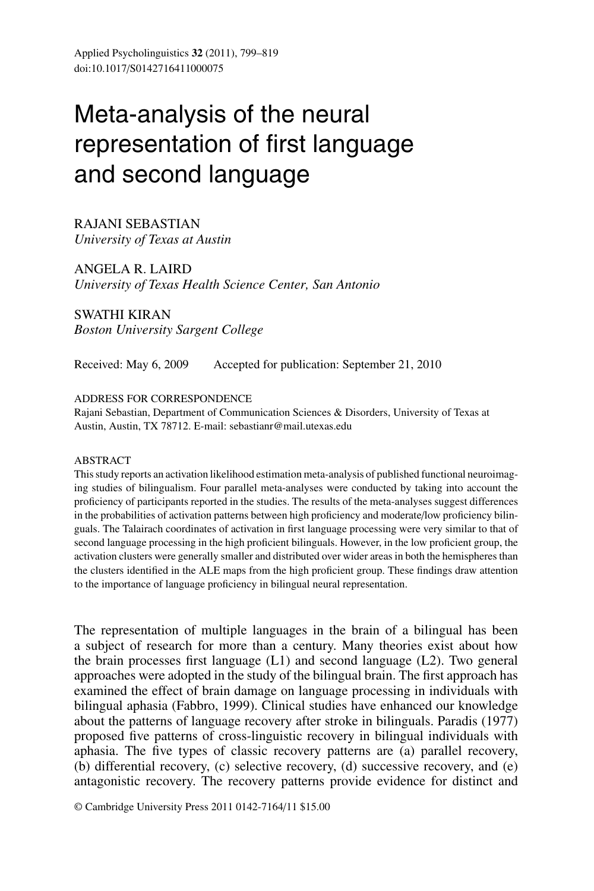# Meta-analysis of the neural representation of first language and second language

RAJANI SEBASTIAN
*University of Texas at Austin*

ANGELA R. LAIRD
*University of Texas Health Science Center, San Antonio*

SWATHI KIRAN
*Boston University Sargent College*

Received: May 6, 2009 Accepted for publication: September 21, 2010

ADDRESS FOR CORRESPONDENCE
Rajani Sebastian, Department of Communication Sciences & Disorders, University of Texas at Austin, Austin, TX 78712. E-mail: sebastianr@mail.utexas.edu

ABSTRACT

This study reports an activation likelihood estimation meta-analysis of published functional neuroimaging studies of bilingualism. Four parallel meta-analyses were conducted by taking into account the proficiency of participants reported in the studies. The results of the meta-analyses suggest differences in the probabilities of activation patterns between high proficiency and moderate/low proficiency bilinguals. The Talairach coordinates of activation in first language processing were very similar to that of second language processing in the high proficient bilinguals. However, in the low proficient group, the activation clusters were generally smaller and distributed over wider areas in both the hemispheres than the clusters identified in the ALE maps from the high proficient group. These findings draw attention to the importance of language proficiency in bilingual neural representation.

The representation of multiple languages in the brain of a bilingual has been a subject of research for more than a century. Many theories exist about how the brain processes first language (L1) and second language (L2). Two general approaches were adopted in the study of the bilingual brain. The first approach has examined the effect of brain damage on language processing in individuals with bilingual aphasia (Fabbro, 1999). Clinical studies have enhanced our knowledge about the patterns of language recovery after stroke in bilinguals. Paradis (1977) proposed five patterns of cross-linguistic recovery in bilingual individuals with aphasia. The five types of classic recovery patterns are (a) parallel recovery, (b) differential recovery, (c) selective recovery, (d) successive recovery, and (e) antagonistic recovery. The recovery patterns provide evidence for distinct and

© Cambridge University Press 2011 0142-7164/11 $15.00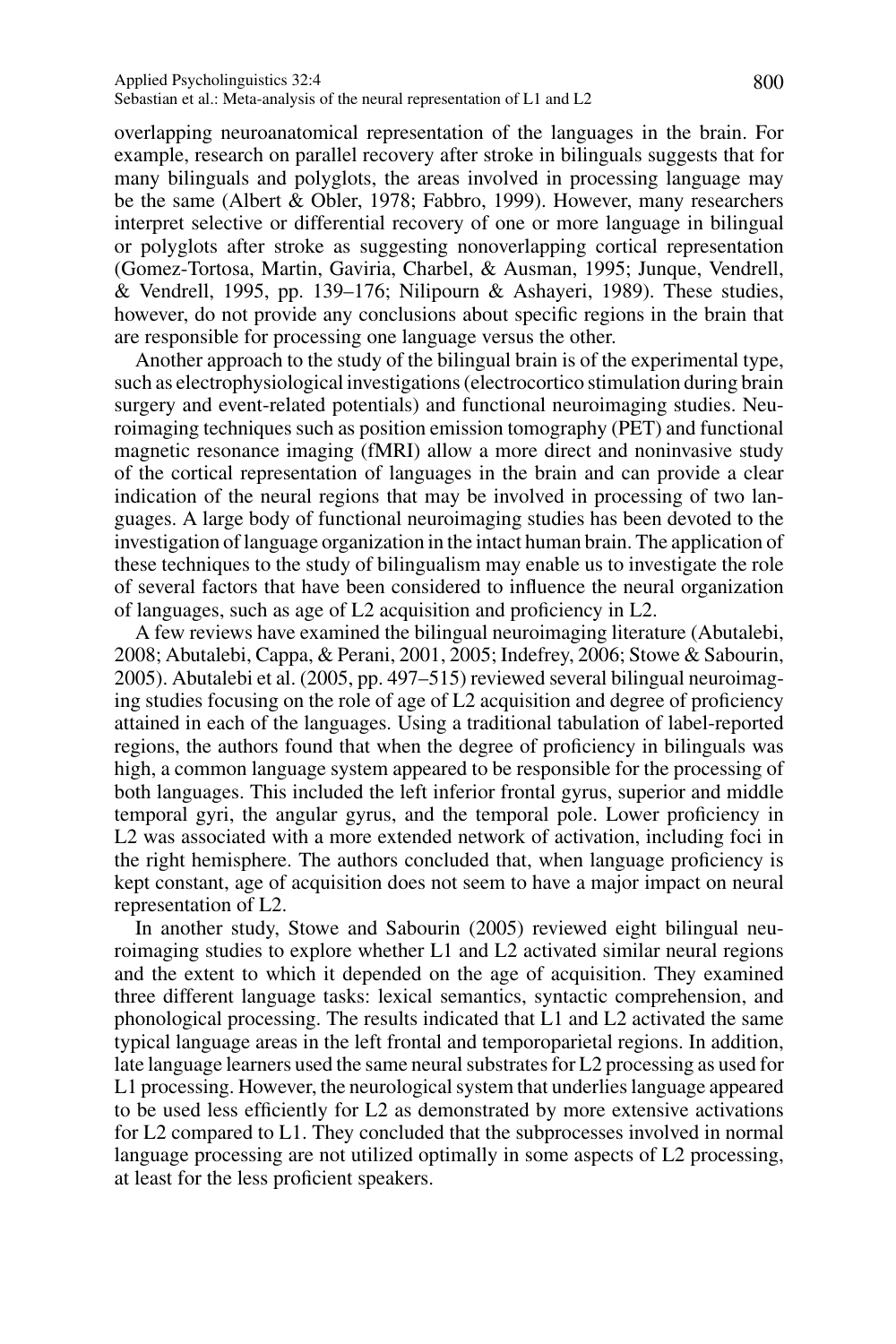overlapping neuroanatomical representation of the languages in the brain. For example, research on parallel recovery after stroke in bilinguals suggests that for many bilinguals and polyglots, the areas involved in processing language may be the same (Albert & Obler, 1978; Fabbro, 1999). However, many researchers interpret selective or differential recovery of one or more language in bilingual or polyglots after stroke as suggesting nonoverlapping cortical representation (Gomez-Tortosa, Martin, Gaviria, Charbel, & Ausman, 1995; Junque, Vendrell, & Vendrell, 1995, pp. 139–176; Nilipourn & Ashayeri, 1989). These studies, however, do not provide any conclusions about specific regions in the brain that are responsible for processing one language versus the other.

Another approach to the study of the bilingual brain is of the experimental type, such as electrophysiological investigations (electrocortico stimulation during brain surgery and event-related potentials) and functional neuroimaging studies. Neuroimaging techniques such as position emission tomography (PET) and functional magnetic resonance imaging (fMRI) allow a more direct and noninvasive study of the cortical representation of languages in the brain and can provide a clear indication of the neural regions that may be involved in processing of two languages. A large body of functional neuroimaging studies has been devoted to the investigation of language organization in the intact human brain. The application of these techniques to the study of bilingualism may enable us to investigate the role of several factors that have been considered to influence the neural organization of languages, such as age of L2 acquisition and proficiency in L2.

A few reviews have examined the bilingual neuroimaging literature (Abutalebi, 2008; Abutalebi, Cappa, & Perani, 2001, 2005; Indefrey, 2006; Stowe & Sabourin, 2005). Abutalebi et al. (2005, pp. 497–515) reviewed several bilingual neuroimaging studies focusing on the role of age of L2 acquisition and degree of proficiency attained in each of the languages. Using a traditional tabulation of label-reported regions, the authors found that when the degree of proficiency in bilinguals was high, a common language system appeared to be responsible for the processing of both languages. This included the left inferior frontal gyrus, superior and middle temporal gyri, the angular gyrus, and the temporal pole. Lower proficiency in L2 was associated with a more extended network of activation, including foci in the right hemisphere. The authors concluded that, when language proficiency is kept constant, age of acquisition does not seem to have a major impact on neural representation of L2.

In another study, Stowe and Sabourin (2005) reviewed eight bilingual neuroimaging studies to explore whether L1 and L2 activated similar neural regions and the extent to which it depended on the age of acquisition. They examined three different language tasks: lexical semantics, syntactic comprehension, and phonological processing. The results indicated that L1 and L2 activated the same typical language areas in the left frontal and temporoparietal regions. In addition, late language learners used the same neural substrates for L2 processing as used for L1 processing. However, the neurological system that underlies language appeared to be used less efficiently for L2 as demonstrated by more extensive activations for L2 compared to L1. They concluded that the subprocesses involved in normal language processing are not utilized optimally in some aspects of L2 processing, at least for the less proficient speakers.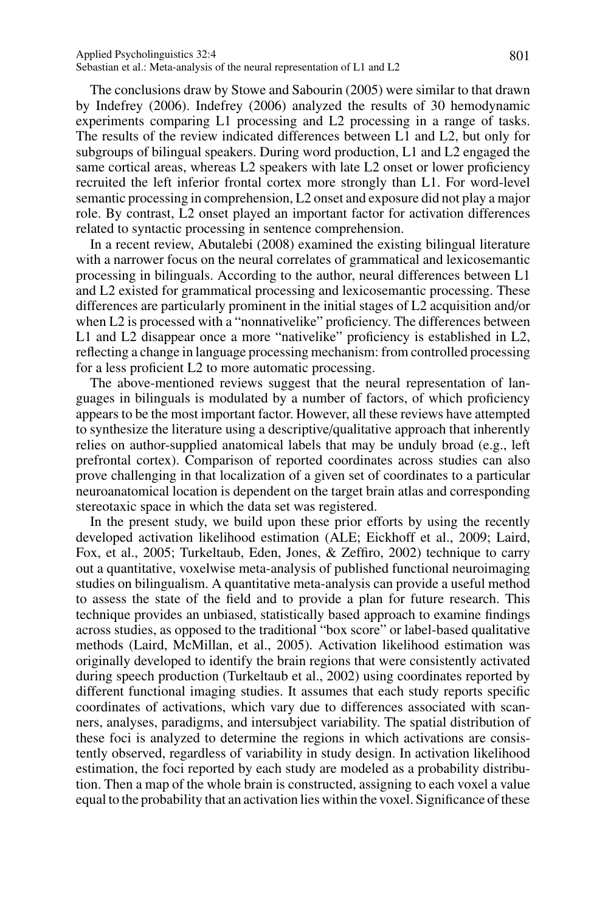The conclusions draw by Stowe and Sabourin (2005) were similar to that drawn by Indefrey (2006). Indefrey (2006) analyzed the results of 30 hemodynamic experiments comparing L1 processing and L2 processing in a range of tasks. The results of the review indicated differences between L1 and L2, but only for subgroups of bilingual speakers. During word production, L1 and L2 engaged the same cortical areas, whereas L2 speakers with late L2 onset or lower proficiency recruited the left inferior frontal cortex more strongly than L1. For word-level semantic processing in comprehension, L2 onset and exposure did not play a major role. By contrast, L2 onset played an important factor for activation differences related to syntactic processing in sentence comprehension.

In a recent review, Abutalebi (2008) examined the existing bilingual literature with a narrower focus on the neural correlates of grammatical and lexicosemantic processing in bilinguals. According to the author, neural differences between L1 and L2 existed for grammatical processing and lexicosemantic processing. These differences are particularly prominent in the initial stages of L2 acquisition and/or when L2 is processed with a "nonnativelike" proficiency. The differences between L1 and L2 disappear once a more "nativelike" proficiency is established in L2, reflecting a change in language processing mechanism: from controlled processing for a less proficient L2 to more automatic processing.

The above-mentioned reviews suggest that the neural representation of languages in bilinguals is modulated by a number of factors, of which proficiency appears to be the most important factor. However, all these reviews have attempted to synthesize the literature using a descriptive/qualitative approach that inherently relies on author-supplied anatomical labels that may be unduly broad (e.g., left prefrontal cortex). Comparison of reported coordinates across studies can also prove challenging in that localization of a given set of coordinates to a particular neuroanatomical location is dependent on the target brain atlas and corresponding stereotaxic space in which the data set was registered.

In the present study, we build upon these prior efforts by using the recently developed activation likelihood estimation (ALE; Eickhoff et al., 2009; Laird, Fox, et al., 2005; Turkeltaub, Eden, Jones, & Zeffiro, 2002) technique to carry out a quantitative, voxelwise meta-analysis of published functional neuroimaging studies on bilingualism. A quantitative meta-analysis can provide a useful method to assess the state of the field and to provide a plan for future research. This technique provides an unbiased, statistically based approach to examine findings across studies, as opposed to the traditional "box score" or label-based qualitative methods (Laird, McMillan, et al., 2005). Activation likelihood estimation was originally developed to identify the brain regions that were consistently activated during speech production (Turkeltaub et al., 2002) using coordinates reported by different functional imaging studies. It assumes that each study reports specific coordinates of activations, which vary due to differences associated with scanners, analyses, paradigms, and intersubject variability. The spatial distribution of these foci is analyzed to determine the regions in which activations are consistently observed, regardless of variability in study design. In activation likelihood estimation, the foci reported by each study are modeled as a probability distribution. Then a map of the whole brain is constructed, assigning to each voxel a value equal to the probability that an activation lies within the voxel. Significance of these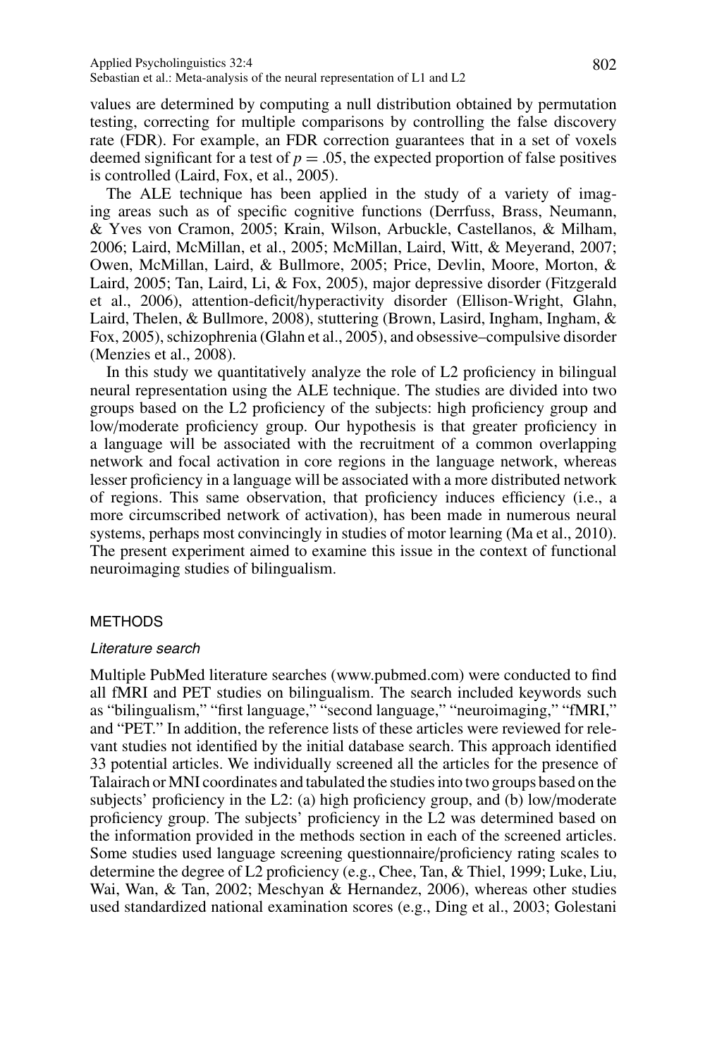values are determined by computing a null distribution obtained by permutation testing, correcting for multiple comparisons by controlling the false discovery rate (FDR). For example, an FDR correction guarantees that in a set of voxels deemed significant for a test of $p = .05$, the expected proportion of false positives is controlled (Laird, Fox, et al., 2005).

The ALE technique has been applied in the study of a variety of imaging areas such as of specific cognitive functions (Derrfuss, Brass, Neumann, & Yves von Cramon, 2005; Krain, Wilson, Arbuckle, Castellanos, & Milham, 2006; Laird, McMillan, et al., 2005; McMillan, Laird, Witt, & Meyerand, 2007; Owen, McMillan, Laird, & Bullmore, 2005; Price, Devlin, Moore, Morton, & Laird, 2005; Tan, Laird, Li, & Fox, 2005), major depressive disorder (Fitzgerald et al., 2006), attention-deficit/hyperactivity disorder (Ellison-Wright, Glahn, Laird, Thelen, & Bullmore, 2008), stuttering (Brown, Lasird, Ingham, Ingham, & Fox, 2005), schizophrenia (Glahn et al., 2005), and obsessive–compulsive disorder (Menzies et al., 2008).

In this study we quantitatively analyze the role of L2 proficiency in bilingual neural representation using the ALE technique. The studies are divided into two groups based on the L2 proficiency of the subjects: high proficiency group and low/moderate proficiency group. Our hypothesis is that greater proficiency in a language will be associated with the recruitment of a common overlapping network and focal activation in core regions in the language network, whereas lesser proficiency in a language will be associated with a more distributed network of regions. This same observation, that proficiency induces efficiency (i.e., a more circumscribed network of activation), has been made in numerous neural systems, perhaps most convincingly in studies of motor learning (Ma et al., 2010). The present experiment aimed to examine this issue in the context of functional neuroimaging studies of bilingualism.

## METHODS

### *Literature search*

Multiple PubMed literature searches (www.pubmed.com) were conducted to find all fMRI and PET studies on bilingualism. The search included keywords such as "bilingualism," "first language," "second language," "neuroimaging," "fMRI," and "PET." In addition, the reference lists of these articles were reviewed for relevant studies not identified by the initial database search. This approach identified 33 potential articles. We individually screened all the articles for the presence of Talairach or MNI coordinates and tabulated the studies into two groups based on the subjects' proficiency in the L2: (a) high proficiency group, and (b) low/moderate proficiency group. The subjects' proficiency in the L2 was determined based on the information provided in the methods section in each of the screened articles. Some studies used language screening questionnaire/proficiency rating scales to determine the degree of L2 proficiency (e.g., Chee, Tan, & Thiel, 1999; Luke, Liu, Wai, Wan, & Tan, 2002; Meschyan & Hernandez, 2006), whereas other studies used standardized national examination scores (e.g., Ding et al., 2003; Golestani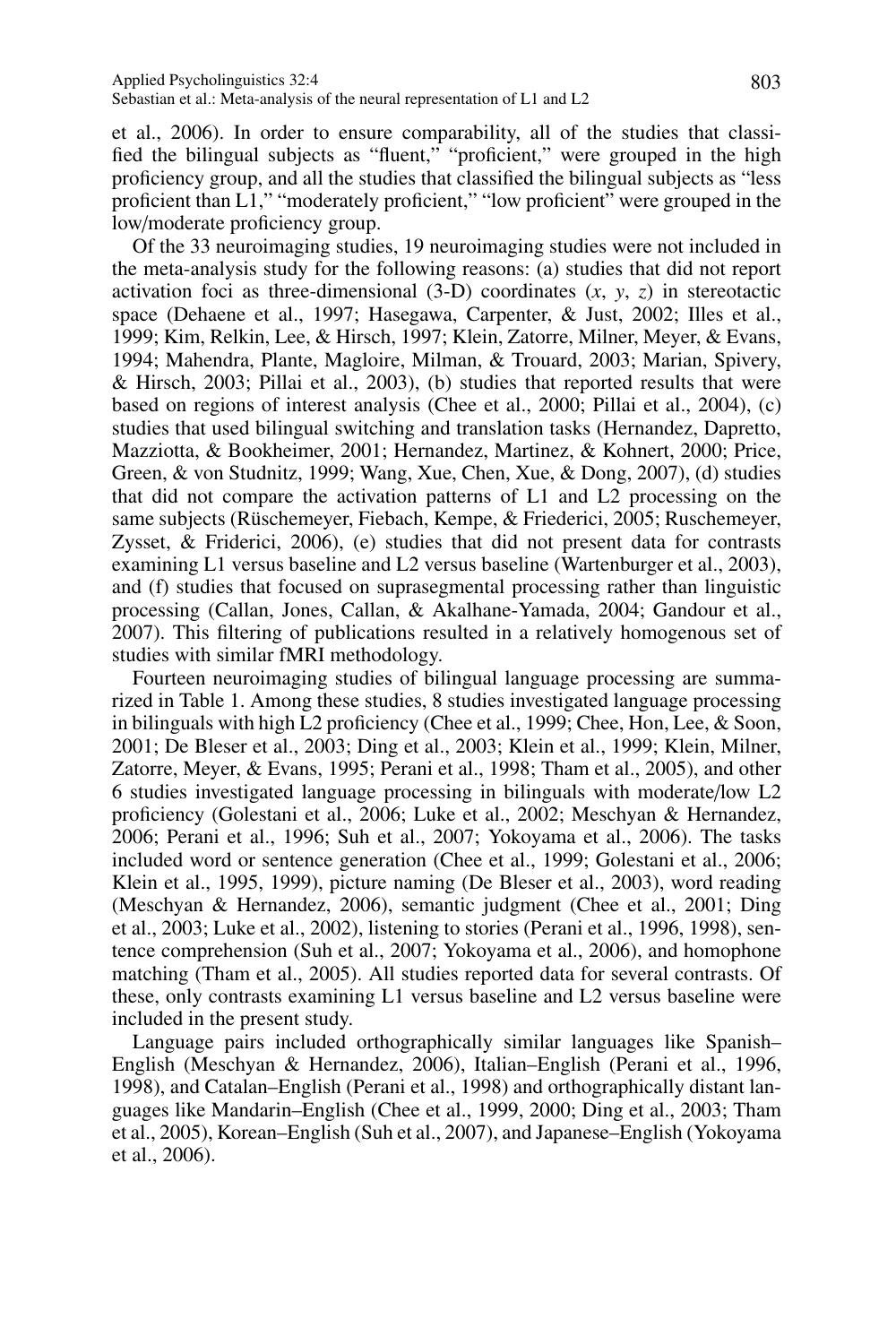et al., 2006). In order to ensure comparability, all of the studies that classified the bilingual subjects as "fluent," "proficient," were grouped in the high proficiency group, and all the studies that classified the bilingual subjects as "less proficient than L1," "moderately proficient," "low proficient" were grouped in the low/moderate proficiency group.

Of the 33 neuroimaging studies, 19 neuroimaging studies were not included in the meta-analysis study for the following reasons: (a) studies that did not report activation foci as three-dimensional (3-D) coordinates (*x*, *y*, *z*) in stereotactic space (Dehaene et al., 1997; Hasegawa, Carpenter, & Just, 2002; Illes et al., 1999; Kim, Relkin, Lee, & Hirsch, 1997; Klein, Zatorre, Milner, Meyer, & Evans, 1994; Mahendra, Plante, Magloire, Milman, & Trouard, 2003; Marian, Spivery, & Hirsch, 2003; Pillai et al., 2003), (b) studies that reported results that were based on regions of interest analysis (Chee et al., 2000; Pillai et al., 2004), (c) studies that used bilingual switching and translation tasks (Hernandez, Dapretto, Mazziotta, & Bookheimer, 2001; Hernandez, Martinez, & Kohnert, 2000; Price, Green, & von Studnitz, 1999; Wang, Xue, Chen, Xue, & Dong, 2007), (d) studies that did not compare the activation patterns of L1 and L2 processing on the same subjects (Rüschemeyer, Fiebach, Kempe, & Friederici, 2005; Ruschemeyer, Zysset, & Friderici, 2006), (e) studies that did not present data for contrasts examining L1 versus baseline and L2 versus baseline (Wartenburger et al., 2003), and (f) studies that focused on suprasegmental processing rather than linguistic processing (Callan, Jones, Callan, & Akalhane-Yamada, 2004; Gandour et al., 2007). This filtering of publications resulted in a relatively homogenous set of studies with similar fMRI methodology.

Fourteen neuroimaging studies of bilingual language processing are summarized in Table 1. Among these studies, 8 studies investigated language processing in bilinguals with high L2 proficiency (Chee et al., 1999; Chee, Hon, Lee, & Soon, 2001; De Bleser et al., 2003; Ding et al., 2003; Klein et al., 1999; Klein, Milner, Zatorre, Meyer, & Evans, 1995; Perani et al., 1998; Tham et al., 2005), and other 6 studies investigated language processing in bilinguals with moderate/low L2 proficiency (Golestani et al., 2006; Luke et al., 2002; Meschyan & Hernandez, 2006; Perani et al., 1996; Suh et al., 2007; Yokoyama et al., 2006). The tasks included word or sentence generation (Chee et al., 1999; Golestani et al., 2006; Klein et al., 1995, 1999), picture naming (De Bleser et al., 2003), word reading (Meschyan & Hernandez, 2006), semantic judgment (Chee et al., 2001; Ding et al., 2003; Luke et al., 2002), listening to stories (Perani et al., 1996, 1998), sentence comprehension (Suh et al., 2007; Yokoyama et al., 2006), and homophone matching (Tham et al., 2005). All studies reported data for several contrasts. Of these, only contrasts examining L1 versus baseline and L2 versus baseline were included in the present study.

Language pairs included orthographically similar languages like Spanish–English (Meschyan & Hernandez, 2006), Italian–English (Perani et al., 1996, 1998), and Catalan–English (Perani et al., 1998) and orthographically distant languages like Mandarin–English (Chee et al., 1999, 2000; Ding et al., 2003; Tham et al., 2005), Korean–English (Suh et al., 2007), and Japanese–English (Yokoyama et al., 2006).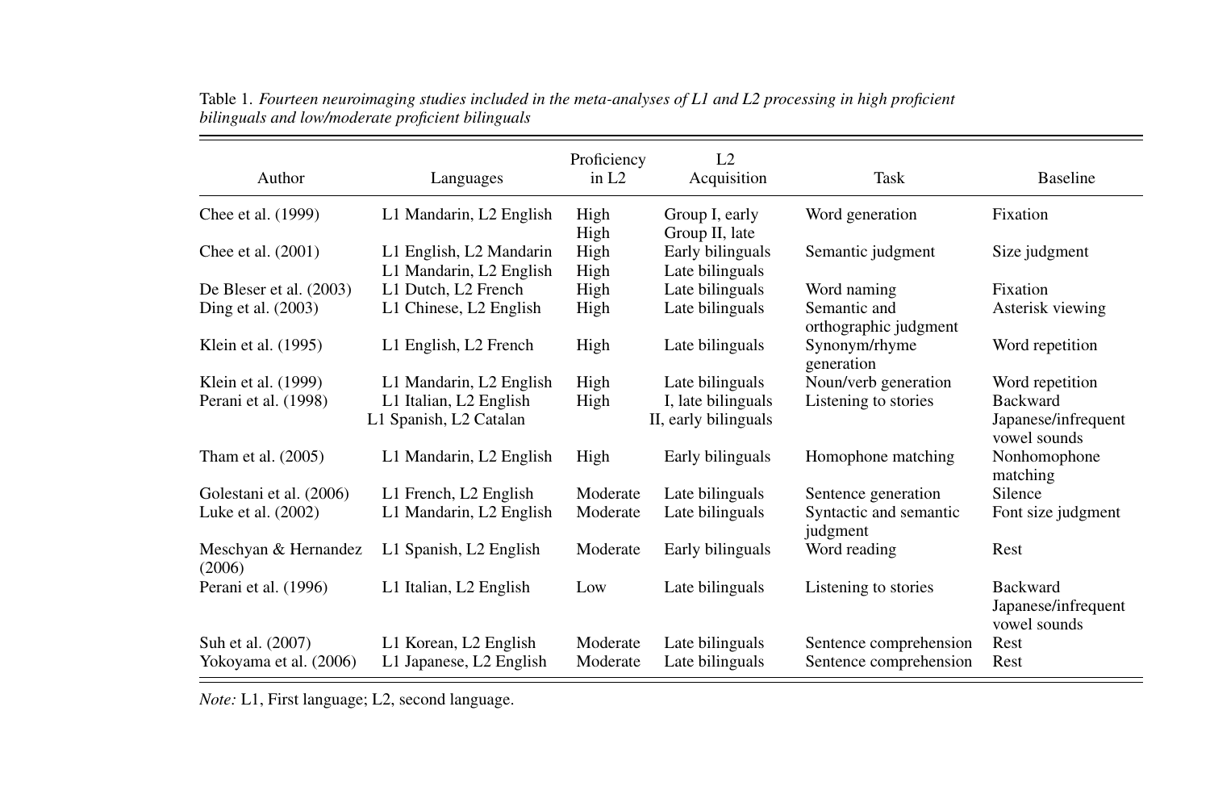Table 1. *Fourteen neuroimaging studies included in the meta-analyses of L1 and L2 processing in high proficient bilinguals and low/moderate proficient bilinguals*

| Author | Languages | Proficiency in L2 | L2 Acquisition | Task | Baseline |
|---|---|---|---|---|---|
| Chee et al. (1999) | L1 Mandarin, L2 English | High<br>High | Group I, early<br>Group II, late | Word generation | Fixation |
| Chee et al. (2001) | L1 English, L2 Mandarin<br>L1 Mandarin, L2 English | High<br>High | Early bilinguals<br>Late bilinguals | Semantic judgment | Size judgment |
| De Bleser et al. (2003) | L1 Dutch, L2 French | High | Late bilinguals | Word naming | Fixation |
| Ding et al. (2003) | L1 Chinese, L2 English | High | Late bilinguals | Semantic and orthographic judgment | Asterisk viewing |
| Klein et al. (1995) | L1 English, L2 French | High | Late bilinguals | Synonym/rhyme generation | Word repetition |
| Klein et al. (1999) | L1 Mandarin, L2 English | High | Late bilinguals | Noun/verb generation | Word repetition |
| Perani et al. (1998) | L1 Italian, L2 English<br>L1 Spanish, L2 Catalan | High | I, late bilinguals<br>II, early bilinguals | Listening to stories | Backward Japanese/infrequent vowel sounds |
| Tham et al. (2005) | L1 Mandarin, L2 English | High | Early bilinguals | Homophone matching | Nonhomophone matching |
| Golestani et al. (2006) | L1 French, L2 English | Moderate | Late bilinguals | Sentence generation | Silence |
| Luke et al. (2002) | L1 Mandarin, L2 English | Moderate | Late bilinguals | Syntactic and semantic judgment | Font size judgment |
| Meschyan & Hernandez (2006) | L1 Spanish, L2 English | Moderate | Early bilinguals | Word reading | Rest |
| Perani et al. (1996) | L1 Italian, L2 English | Low | Late bilinguals | Listening to stories | Backward Japanese/infrequent vowel sounds |
| Suh et al. (2007) | L1 Korean, L2 English | Moderate | Late bilinguals | Sentence comprehension | Rest |
| Yokoyama et al. (2006) | L1 Japanese, L2 English | Moderate | Late bilinguals | Sentence comprehension | Rest |

*Note:* L1, First language; L2, second language.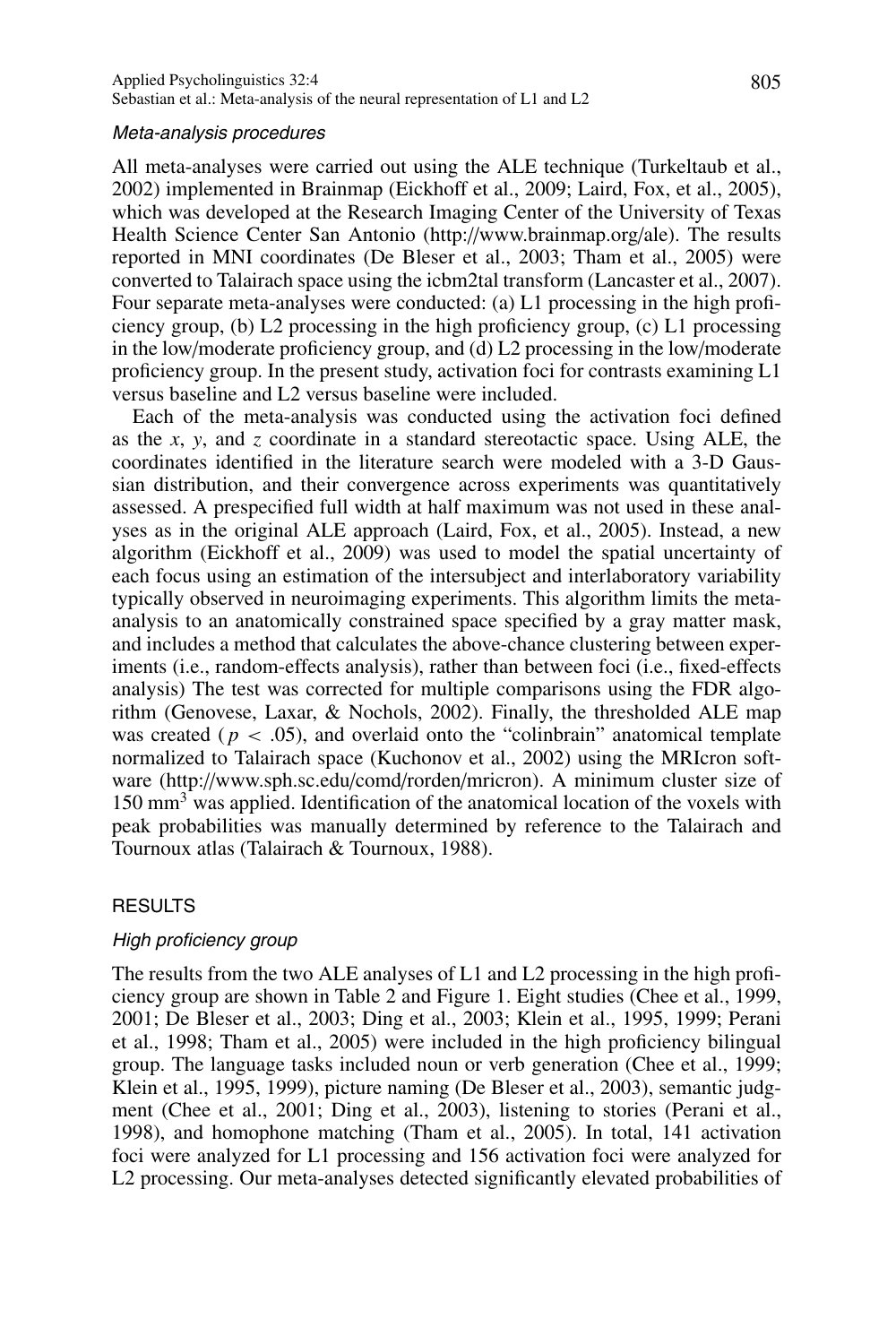### *Meta-analysis procedures*

All meta-analyses were carried out using the ALE technique (Turkeltaub et al., 2002) implemented in Brainmap (Eickhoff et al., 2009; Laird, Fox, et al., 2005), which was developed at the Research Imaging Center of the University of Texas Health Science Center San Antonio (http://www.brainmap.org/ale). The results reported in MNI coordinates (De Bleser et al., 2003; Tham et al., 2005) were converted to Talairach space using the icbm2tal transform (Lancaster et al., 2007). Four separate meta-analyses were conducted: (a) L1 processing in the high proficiency group, (b) L2 processing in the high proficiency group, (c) L1 processing in the low/moderate proficiency group, and (d) L2 processing in the low/moderate proficiency group. In the present study, activation foci for contrasts examining L1 versus baseline and L2 versus baseline were included.

Each of the meta-analysis was conducted using the activation foci defined as the *x*, *y*, and *z* coordinate in a standard stereotactic space. Using ALE, the coordinates identified in the literature search were modeled with a 3-D Gaussian distribution, and their convergence across experiments was quantitatively assessed. A prespecified full width at half maximum was not used in these analyses as in the original ALE approach (Laird, Fox, et al., 2005). Instead, a new algorithm (Eickhoff et al., 2009) was used to model the spatial uncertainty of each focus using an estimation of the intersubject and interlaboratory variability typically observed in neuroimaging experiments. This algorithm limits the meta-analysis to an anatomically constrained space specified by a gray matter mask, and includes a method that calculates the above-chance clustering between experiments (i.e., random-effects analysis), rather than between foci (i.e., fixed-effects analysis) The test was corrected for multiple comparisons using the FDR algorithm (Genovese, Laxar, & Nochols, 2002). Finally, the thresholded ALE map was created ($p < .05$), and overlaid onto the "colinbrain" anatomical template normalized to Talairach space (Kuchonov et al., 2002) using the MRIcron software (http://www.sph.sc.edu/comd/rorden/mricron). A minimum cluster size of 150 $\text{mm}^3$ was applied. Identification of the anatomical location of the voxels with peak probabilities was manually determined by reference to the Talairach and Tournoux atlas (Talairach & Tournoux, 1988).

## RESULTS

### *High proficiency group*

The results from the two ALE analyses of L1 and L2 processing in the high proficiency group are shown in Table 2 and Figure 1. Eight studies (Chee et al., 1999, 2001; De Bleser et al., 2003; Ding et al., 2003; Klein et al., 1995, 1999; Perani et al., 1998; Tham et al., 2005) were included in the high proficiency bilingual group. The language tasks included noun or verb generation (Chee et al., 1999; Klein et al., 1995, 1999), picture naming (De Bleser et al., 2003), semantic judgment (Chee et al., 2001; Ding et al., 2003), listening to stories (Perani et al., 1998), and homophone matching (Tham et al., 2005). In total, 141 activation foci were analyzed for L1 processing and 156 activation foci were analyzed for L2 processing. Our meta-analyses detected significantly elevated probabilities of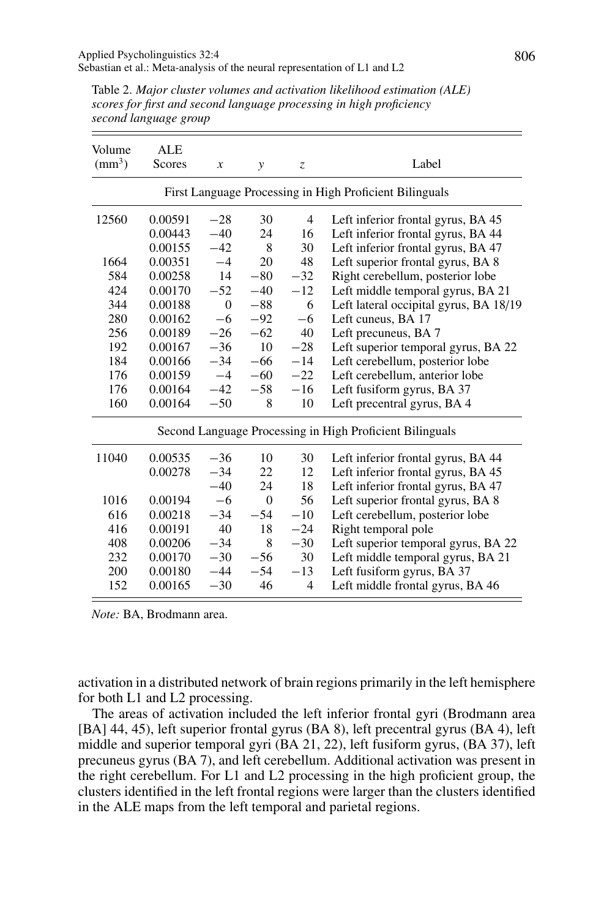Table 2. *Major cluster volumes and activation likelihood estimation (ALE) scores for first and second language processing in high proficiency second language group*

| Volume (mm$^3$) | ALE Scores | $x$ | $y$ | $z$ | Label |
|---|---|---|---|---|---|
| First Language Processing in High Proficient Bilinguals | | | | | |
| 12560 | 0.00591 | −28 | 30 | 4 | Left inferior frontal gyrus, BA 45 |
| | 0.00443 | −40 | 24 | 16 | Left inferior frontal gyrus, BA 44 |
| | 0.00155 | −42 | 8 | 30 | Left inferior frontal gyrus, BA 47 |
| 1664 | 0.00351 | −4 | 20 | 48 | Left superior frontal gyrus, BA 8 |
| 584 | 0.00258 | 14 | −80 | −32 | Right cerebellum, posterior lobe |
| 424 | 0.00170 | −52 | −40 | −12 | Left middle temporal gyrus, BA 21 |
| 344 | 0.00188 | 0 | −88 | 6 | Left lateral occipital gyrus, BA 18/19 |
| 280 | 0.00162 | −6 | −92 | −6 | Left cuneus, BA 17 |
| 256 | 0.00189 | −26 | −62 | 40 | Left precuneus, BA 7 |
| 192 | 0.00167 | −36 | 10 | −28 | Left superior temporal gyrus, BA 22 |
| 184 | 0.00166 | −34 | −66 | −14 | Left cerebellum, posterior lobe |
| 176 | 0.00159 | −4 | −60 | −22 | Left cerebellum, anterior lobe |
| 176 | 0.00164 | −42 | −58 | −16 | Left fusiform gyrus, BA 37 |
| 160 | 0.00164 | −50 | 8 | 10 | Left precentral gyrus, BA 4 |
| Second Language Processing in High Proficient Bilinguals | | | | | |
| 11040 | 0.00535 | −36 | 10 | 30 | Left inferior frontal gyrus, BA 44 |
| | 0.00278 | −34 | 22 | 12 | Left inferior frontal gyrus, BA 45 |
| | | −40 | 24 | 18 | Left inferior frontal gyrus, BA 47 |
| 1016 | 0.00194 | −6 | 0 | 56 | Left superior frontal gyrus, BA 8 |
| 616 | 0.00218 | −34 | −54 | −10 | Left cerebellum, posterior lobe |
| 416 | 0.00191 | 40 | 18 | −24 | Right temporal pole |
| 408 | 0.00206 | −34 | 8 | −30 | Left superior temporal gyrus, BA 22 |
| 232 | 0.00170 | −30 | −56 | 30 | Left middle temporal gyrus, BA 21 |
| 200 | 0.00180 | −44 | −54 | −13 | Left fusiform gyrus, BA 37 |
| 152 | 0.00165 | −30 | 46 | 4 | Left middle frontal gyrus, BA 46 |

*Note:* BA, Brodmann area.

activation in a distributed network of brain regions primarily in the left hemisphere for both L1 and L2 processing.

The areas of activation included the left inferior frontal gyri (Brodmann area [BA] 44, 45), left superior frontal gyrus (BA 8), left precentral gyrus (BA 4), left middle and superior temporal gyri (BA 21, 22), left fusiform gyrus, (BA 37), left precuneus gyrus (BA 7), and left cerebellum. Additional activation was present in the right cerebellum. For L1 and L2 processing in the high proficient group, the clusters identified in the left frontal regions were larger than the clusters identified in the ALE maps from the left temporal and parietal regions.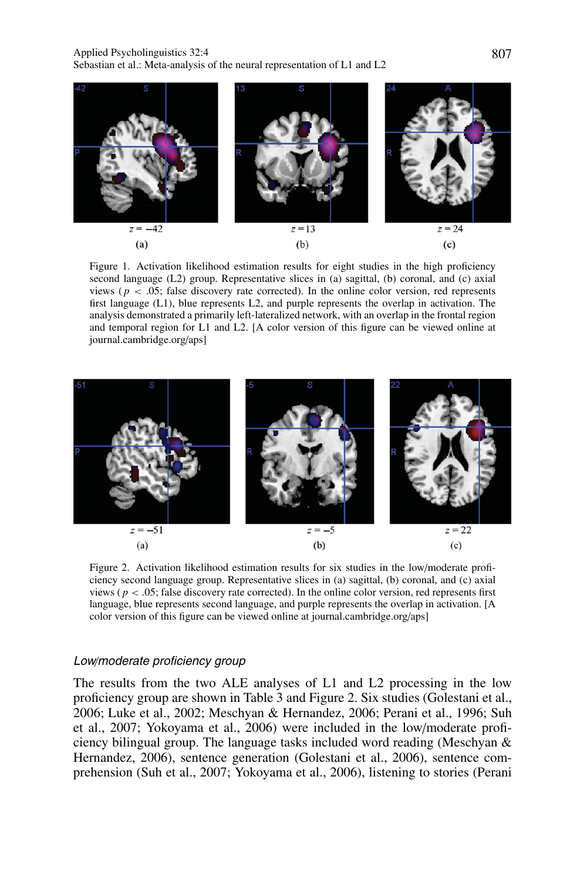Figure 1. Activation likelihood estimation results for eight studies in the high proficiency second language (L2) group. Representative slices in (a) sagittal, (b) coronal, and (c) axial views ($p < .05$; false discovery rate corrected). In the online color version, red represents first language (L1), blue represents L2, and purple represents the overlap in activation. The analysis demonstrated a primarily left-lateralized network, with an overlap in the frontal region and temporal region for L1 and L2. [A color version of this figure can be viewed online at journal.cambridge.org/aps]

Figure 2. Activation likelihood estimation results for six studies in the low/moderate proficiency second language group. Representative slices in (a) sagittal, (b) coronal, and (c) axial views ($p < .05$; false discovery rate corrected). In the online color version, red represents first language, blue represents second language, and purple represents the overlap in activation. [A color version of this figure can be viewed online at journal.cambridge.org/aps]

### *Low/moderate proficiency group*

The results from the two ALE analyses of L1 and L2 processing in the low proficiency group are shown in Table 3 and Figure 2. Six studies (Golestani et al., 2006; Luke et al., 2002; Meschyan & Hernandez, 2006; Perani et al., 1996; Suh et al., 2007; Yokoyama et al., 2006) were included in the low/moderate proficiency bilingual group. The language tasks included word reading (Meschyan & Hernandez, 2006), sentence generation (Golestani et al., 2006), sentence comprehension (Suh et al., 2007; Yokoyama et al., 2006), listening to stories (Perani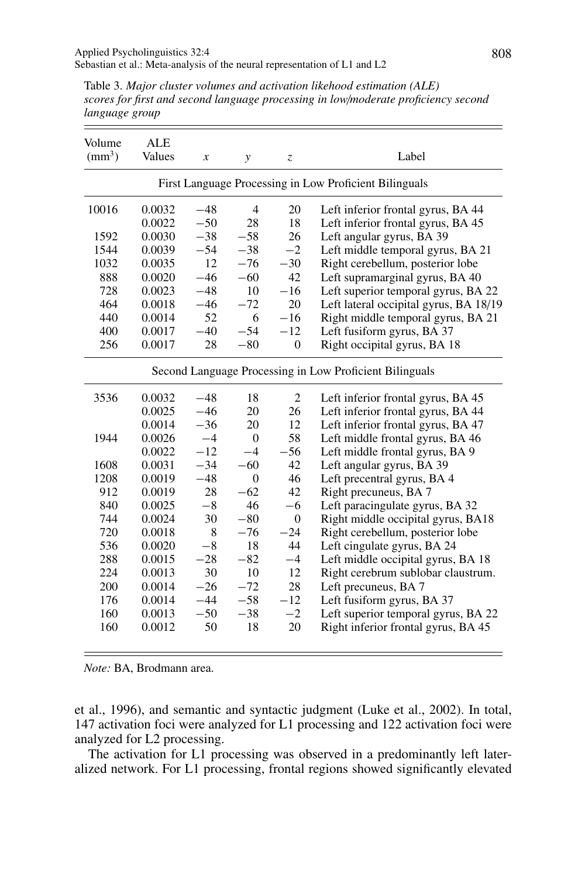Table 3. *Major cluster volumes and activation likehood estimation (ALE) scores for first and second language processing in low/moderate proficiency second language group*

| Volume (mm$^3$) | ALE Values | *x* | *y* | *z* | Label |
|---|---|---|---|---|---|
| First Language Processing in Low Proficient Bilinguals | | | | | |
| 10016 | 0.0032 | −48 | 4 | 20 | Left inferior frontal gyrus, BA 44 |
| | 0.0022 | −50 | 28 | 18 | Left inferior frontal gyrus, BA 45 |
| 1592 | 0.0030 | −38 | −58 | 26 | Left angular gyrus, BA 39 |
| 1544 | 0.0039 | −54 | −38 | −2 | Left middle temporal gyrus, BA 21 |
| 1032 | 0.0035 | 12 | −76 | −30 | Right cerebellum, posterior lobe |
| 888 | 0.0020 | −46 | −60 | 42 | Left supramarginal gyrus, BA 40 |
| 728 | 0.0023 | −48 | 10 | −16 | Left superior temporal gyrus, BA 22 |
| 464 | 0.0018 | −46 | −72 | 20 | Left lateral occipital gyrus, BA 18/19 |
| 440 | 0.0014 | 52 | 6 | −16 | Right middle temporal gyrus, BA 21 |
| 400 | 0.0017 | −40 | −54 | −12 | Left fusiform gyrus, BA 37 |
| 256 | 0.0017 | 28 | −80 | 0 | Right occipital gyrus, BA 18 |
| Second Language Processing in Low Proficient Bilinguals | | | | | |
| 3536 | 0.0032 | −48 | 18 | 2 | Left inferior frontal gyrus, BA 45 |
| | 0.0025 | −46 | 20 | 26 | Left inferior frontal gyrus, BA 44 |
| | 0.0014 | −36 | 20 | 12 | Left inferior frontal gyrus, BA 47 |
| 1944 | 0.0026 | −4 | 0 | 58 | Left middle frontal gyrus, BA 46 |
| | 0.0022 | −12 | −4 | −56 | Left middle frontal gyrus, BA 9 |
| 1608 | 0.0031 | −34 | −60 | 42 | Left angular gyrus, BA 39 |
| 1208 | 0.0019 | −48 | 0 | 46 | Left precentral gyrus, BA 4 |
| 912 | 0.0019 | 28 | −62 | 42 | Right precuneus, BA 7 |
| 840 | 0.0025 | −8 | 46 | −6 | Left paracingulate gyrus, BA 32 |
| 744 | 0.0024 | 30 | −80 | 0 | Right middle occipital gyrus, BA18 |
| 720 | 0.0018 | 8 | −76 | −24 | Right cerebellum, posterior lobe |
| 536 | 0.0020 | −8 | 18 | 44 | Left cingulate gyrus, BA 24 |
| 288 | 0.0015 | −28 | −82 | −4 | Left middle occipital gyrus, BA 18 |
| 224 | 0.0013 | 30 | 10 | 12 | Right cerebrum sublobar claustrum. |
| 200 | 0.0014 | −26 | −72 | 28 | Left precuneus, BA 7 |
| 176 | 0.0014 | −44 | −58 | −12 | Left fusiform gyrus, BA 37 |
| 160 | 0.0013 | −50 | −38 | −2 | Left superior temporal gyrus, BA 22 |
| 160 | 0.0012 | 50 | 18 | 20 | Right inferior frontal gyrus, BA 45 |

*Note:* BA, Brodmann area.

et al., 1996), and semantic and syntactic judgment (Luke et al., 2002). In total, 147 activation foci were analyzed for L1 processing and 122 activation foci were analyzed for L2 processing.

The activation for L1 processing was observed in a predominantly left lateralized network. For L1 processing, frontal regions showed significantly elevated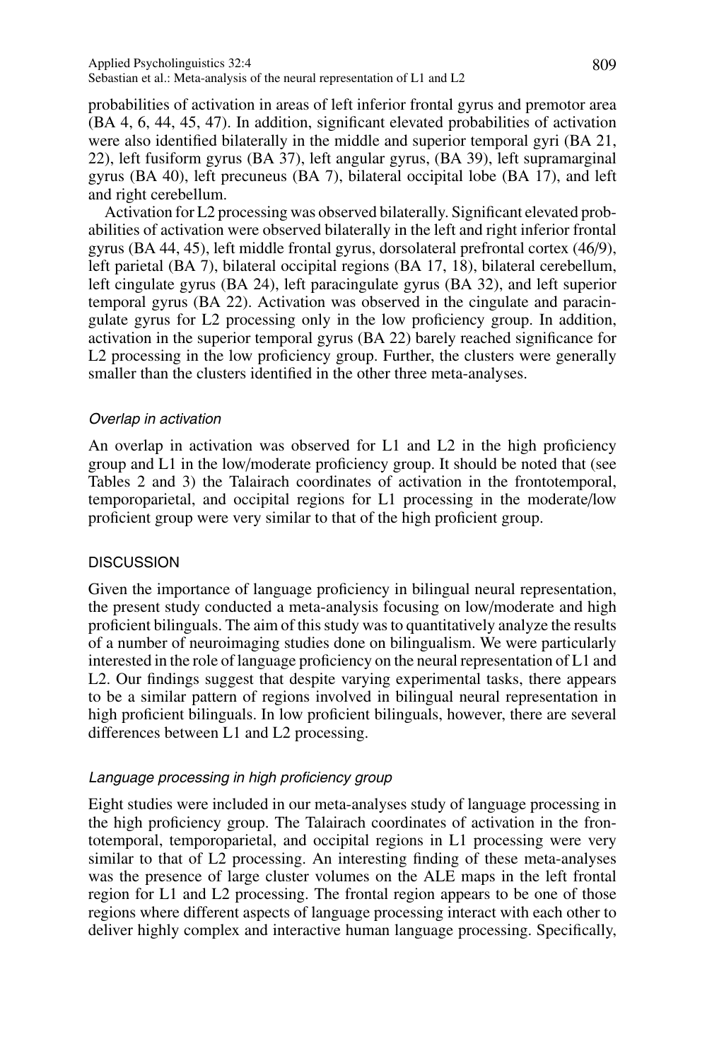probabilities of activation in areas of left inferior frontal gyrus and premotor area (BA 4, 6, 44, 45, 47). In addition, significant elevated probabilities of activation were also identified bilaterally in the middle and superior temporal gyri (BA 21, 22), left fusiform gyrus (BA 37), left angular gyrus, (BA 39), left supramarginal gyrus (BA 40), left precuneus (BA 7), bilateral occipital lobe (BA 17), and left and right cerebellum.

Activation for L2 processing was observed bilaterally. Significant elevated probabilities of activation were observed bilaterally in the left and right inferior frontal gyrus (BA 44, 45), left middle frontal gyrus, dorsolateral prefrontal cortex (46/9), left parietal (BA 7), bilateral occipital regions (BA 17, 18), bilateral cerebellum, left cingulate gyrus (BA 24), left paracingulate gyrus (BA 32), and left superior temporal gyrus (BA 22). Activation was observed in the cingulate and paracingulate gyrus for L2 processing only in the low proficiency group. In addition, activation in the superior temporal gyrus (BA 22) barely reached significance for L2 processing in the low proficiency group. Further, the clusters were generally smaller than the clusters identified in the other three meta-analyses.

### *Overlap in activation*

An overlap in activation was observed for L1 and L2 in the high proficiency group and L1 in the low/moderate proficiency group. It should be noted that (see Tables 2 and 3) the Talairach coordinates of activation in the frontotemporal, temporoparietal, and occipital regions for L1 processing in the moderate/low proficient group were very similar to that of the high proficient group.

## DISCUSSION

Given the importance of language proficiency in bilingual neural representation, the present study conducted a meta-analysis focusing on low/moderate and high proficient bilinguals. The aim of this study was to quantitatively analyze the results of a number of neuroimaging studies done on bilingualism. We were particularly interested in the role of language proficiency on the neural representation of L1 and L2. Our findings suggest that despite varying experimental tasks, there appears to be a similar pattern of regions involved in bilingual neural representation in high proficient bilinguals. In low proficient bilinguals, however, there are several differences between L1 and L2 processing.

### *Language processing in high proficiency group*

Eight studies were included in our meta-analyses study of language processing in the high proficiency group. The Talairach coordinates of activation in the frontotemporal, temporoparietal, and occipital regions in L1 processing were very similar to that of L2 processing. An interesting finding of these meta-analyses was the presence of large cluster volumes on the ALE maps in the left frontal region for L1 and L2 processing. The frontal region appears to be one of those regions where different aspects of language processing interact with each other to deliver highly complex and interactive human language processing. Specifically,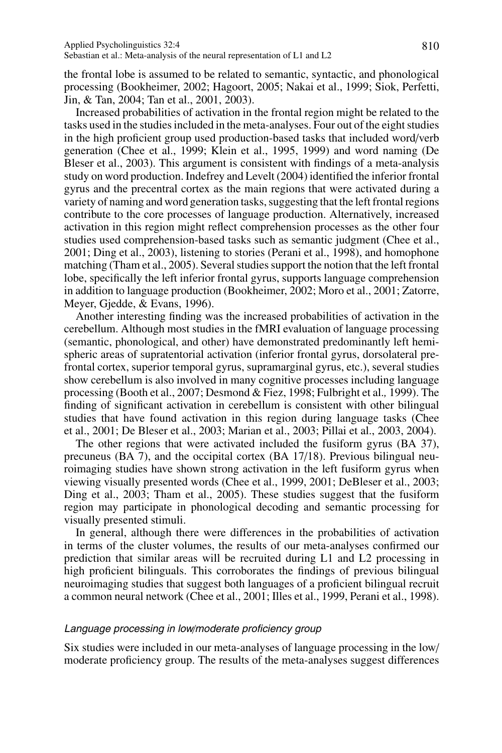the frontal lobe is assumed to be related to semantic, syntactic, and phonological processing (Bookheimer, 2002; Hagoort, 2005; Nakai et al., 1999; Siok, Perfetti, Jin, & Tan, 2004; Tan et al., 2001, 2003).

Increased probabilities of activation in the frontal region might be related to the tasks used in the studies included in the meta-analyses. Four out of the eight studies in the high proficient group used production-based tasks that included word/verb generation (Chee et al., 1999; Klein et al., 1995, 1999) and word naming (De Bleser et al., 2003). This argument is consistent with findings of a meta-analysis study on word production. Indefrey and Levelt (2004) identified the inferior frontal gyrus and the precentral cortex as the main regions that were activated during a variety of naming and word generation tasks, suggesting that the left frontal regions contribute to the core processes of language production. Alternatively, increased activation in this region might reflect comprehension processes as the other four studies used comprehension-based tasks such as semantic judgment (Chee et al., 2001; Ding et al., 2003), listening to stories (Perani et al., 1998), and homophone matching (Tham et al., 2005). Several studies support the notion that the left frontal lobe, specifically the left inferior frontal gyrus, supports language comprehension in addition to language production (Bookheimer, 2002; Moro et al., 2001; Zatorre, Meyer, Gjedde, & Evans, 1996).

Another interesting finding was the increased probabilities of activation in the cerebellum. Although most studies in the fMRI evaluation of language processing (semantic, phonological, and other) have demonstrated predominantly left hemispheric areas of supratentorial activation (inferior frontal gyrus, dorsolateral prefrontal cortex, superior temporal gyrus, supramarginal gyrus, etc.), several studies show cerebellum is also involved in many cognitive processes including language processing (Booth et al., 2007; Desmond & Fiez, 1998; Fulbright et al., 1999). The finding of significant activation in cerebellum is consistent with other bilingual studies that have found activation in this region during language tasks (Chee et al., 2001; De Bleser et al., 2003; Marian et al., 2003; Pillai et al., 2003, 2004).

The other regions that were activated included the fusiform gyrus (BA 37), precuneus (BA 7), and the occipital cortex (BA 17/18). Previous bilingual neuroimaging studies have shown strong activation in the left fusiform gyrus when viewing visually presented words (Chee et al., 1999, 2001; DeBleser et al., 2003; Ding et al., 2003; Tham et al., 2005). These studies suggest that the fusiform region may participate in phonological decoding and semantic processing for visually presented stimuli.

In general, although there were differences in the probabilities of activation in terms of the cluster volumes, the results of our meta-analyses confirmed our prediction that similar areas will be recruited during L1 and L2 processing in high proficient bilinguals. This corroborates the findings of previous bilingual neuroimaging studies that suggest both languages of a proficient bilingual recruit a common neural network (Chee et al., 2001; Illes et al., 1999, Perani et al., 1998).

### *Language processing in low/moderate proficiency group*

Six studies were included in our meta-analyses of language processing in the low/moderate proficiency group. The results of the meta-analyses suggest differences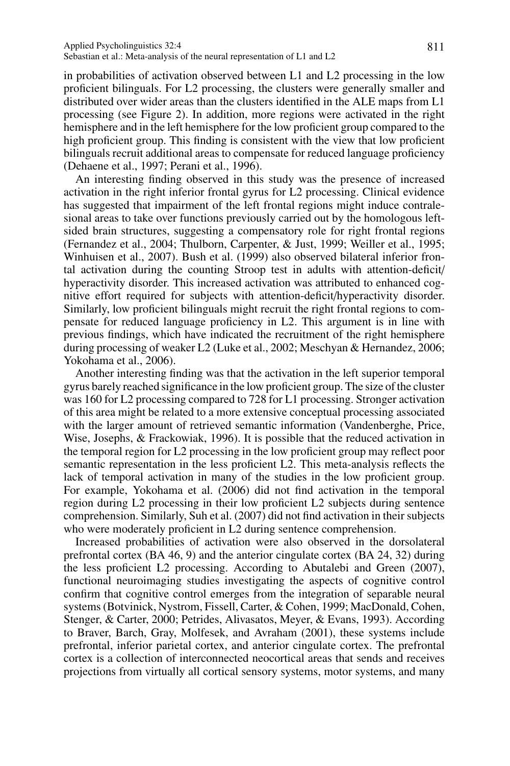in probabilities of activation observed between L1 and L2 processing in the low proficient bilinguals. For L2 processing, the clusters were generally smaller and distributed over wider areas than the clusters identified in the ALE maps from L1 processing (see Figure 2). In addition, more regions were activated in the right hemisphere and in the left hemisphere for the low proficient group compared to the high proficient group. This finding is consistent with the view that low proficient bilinguals recruit additional areas to compensate for reduced language proficiency (Dehaene et al., 1997; Perani et al., 1996).

An interesting finding observed in this study was the presence of increased activation in the right inferior frontal gyrus for L2 processing. Clinical evidence has suggested that impairment of the left frontal regions might induce contralesional areas to take over functions previously carried out by the homologous left-sided brain structures, suggesting a compensatory role for right frontal regions (Fernandez et al., 2004; Thulborn, Carpenter, & Just, 1999; Weiller et al., 1995; Winhuisen et al., 2007). Bush et al. (1999) also observed bilateral inferior frontal activation during the counting Stroop test in adults with attention-deficit/hyperactivity disorder. This increased activation was attributed to enhanced cognitive effort required for subjects with attention-deficit/hyperactivity disorder. Similarly, low proficient bilinguals might recruit the right frontal regions to compensate for reduced language proficiency in L2. This argument is in line with previous findings, which have indicated the recruitment of the right hemisphere during processing of weaker L2 (Luke et al., 2002; Meschyan & Hernandez, 2006; Yokohama et al., 2006).

Another interesting finding was that the activation in the left superior temporal gyrus barely reached significance in the low proficient group. The size of the cluster was 160 for L2 processing compared to 728 for L1 processing. Stronger activation of this area might be related to a more extensive conceptual processing associated with the larger amount of retrieved semantic information (Vandenberghe, Price, Wise, Josephs, & Frackowiak, 1996). It is possible that the reduced activation in the temporal region for L2 processing in the low proficient group may reflect poor semantic representation in the less proficient L2. This meta-analysis reflects the lack of temporal activation in many of the studies in the low proficient group. For example, Yokohama et al. (2006) did not find activation in the temporal region during L2 processing in their low proficient L2 subjects during sentence comprehension. Similarly, Suh et al. (2007) did not find activation in their subjects who were moderately proficient in L2 during sentence comprehension.

Increased probabilities of activation were also observed in the dorsolateral prefrontal cortex (BA 46, 9) and the anterior cingulate cortex (BA 24, 32) during the less proficient L2 processing. According to Abutalebi and Green (2007), functional neuroimaging studies investigating the aspects of cognitive control confirm that cognitive control emerges from the integration of separable neural systems (Botvinick, Nystrom, Fissell, Carter, & Cohen, 1999; MacDonald, Cohen, Stenger, & Carter, 2000; Petrides, Alivasatos, Meyer, & Evans, 1993). According to Braver, Barch, Gray, Molfesek, and Avraham (2001), these systems include prefrontal, inferior parietal cortex, and anterior cingulate cortex. The prefrontal cortex is a collection of interconnected neocortical areas that sends and receives projections from virtually all cortical sensory systems, motor systems, and many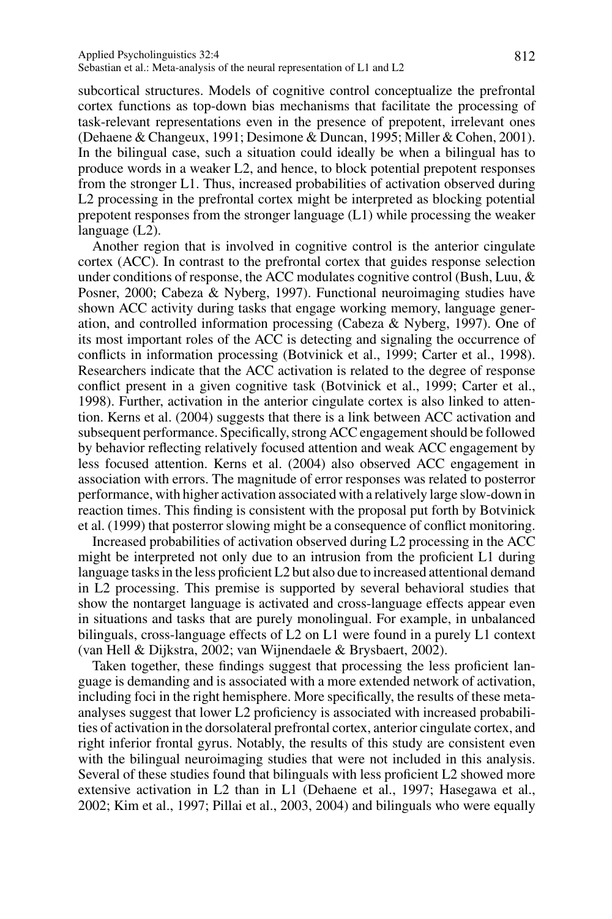subcortical structures. Models of cognitive control conceptualize the prefrontal cortex functions as top-down bias mechanisms that facilitate the processing of task-relevant representations even in the presence of prepotent, irrelevant ones (Dehaene & Changeux, 1991; Desimone & Duncan, 1995; Miller & Cohen, 2001). In the bilingual case, such a situation could ideally be when a bilingual has to produce words in a weaker L2, and hence, to block potential prepotent responses from the stronger L1. Thus, increased probabilities of activation observed during L2 processing in the prefrontal cortex might be interpreted as blocking potential prepotent responses from the stronger language (L1) while processing the weaker language (L2).

Another region that is involved in cognitive control is the anterior cingulate cortex (ACC). In contrast to the prefrontal cortex that guides response selection under conditions of response, the ACC modulates cognitive control (Bush, Luu, & Posner, 2000; Cabeza & Nyberg, 1997). Functional neuroimaging studies have shown ACC activity during tasks that engage working memory, language generation, and controlled information processing (Cabeza & Nyberg, 1997). One of its most important roles of the ACC is detecting and signaling the occurrence of conflicts in information processing (Botvinick et al., 1999; Carter et al., 1998). Researchers indicate that the ACC activation is related to the degree of response conflict present in a given cognitive task (Botvinick et al., 1999; Carter et al., 1998). Further, activation in the anterior cingulate cortex is also linked to attention. Kerns et al. (2004) suggests that there is a link between ACC activation and subsequent performance. Specifically, strong ACC engagement should be followed by behavior reflecting relatively focused attention and weak ACC engagement by less focused attention. Kerns et al. (2004) also observed ACC engagement in association with errors. The magnitude of error responses was related to posterror performance, with higher activation associated with a relatively large slow-down in reaction times. This finding is consistent with the proposal put forth by Botvinick et al. (1999) that posterror slowing might be a consequence of conflict monitoring.

Increased probabilities of activation observed during L2 processing in the ACC might be interpreted not only due to an intrusion from the proficient L1 during language tasks in the less proficient L2 but also due to increased attentional demand in L2 processing. This premise is supported by several behavioral studies that show the nontarget language is activated and cross-language effects appear even in situations and tasks that are purely monolingual. For example, in unbalanced bilinguals, cross-language effects of L2 on L1 were found in a purely L1 context (van Hell & Dijkstra, 2002; van Wijnendaele & Brysbaert, 2002).

Taken together, these findings suggest that processing the less proficient language is demanding and is associated with a more extended network of activation, including foci in the right hemisphere. More specifically, the results of these meta-analyses suggest that lower L2 proficiency is associated with increased probabilities of activation in the dorsolateral prefrontal cortex, anterior cingulate cortex, and right inferior frontal gyrus. Notably, the results of this study are consistent even with the bilingual neuroimaging studies that were not included in this analysis. Several of these studies found that bilinguals with less proficient L2 showed more extensive activation in L2 than in L1 (Dehaene et al., 1997; Hasegawa et al., 2002; Kim et al., 1997; Pillai et al., 2003, 2004) and bilinguals who were equally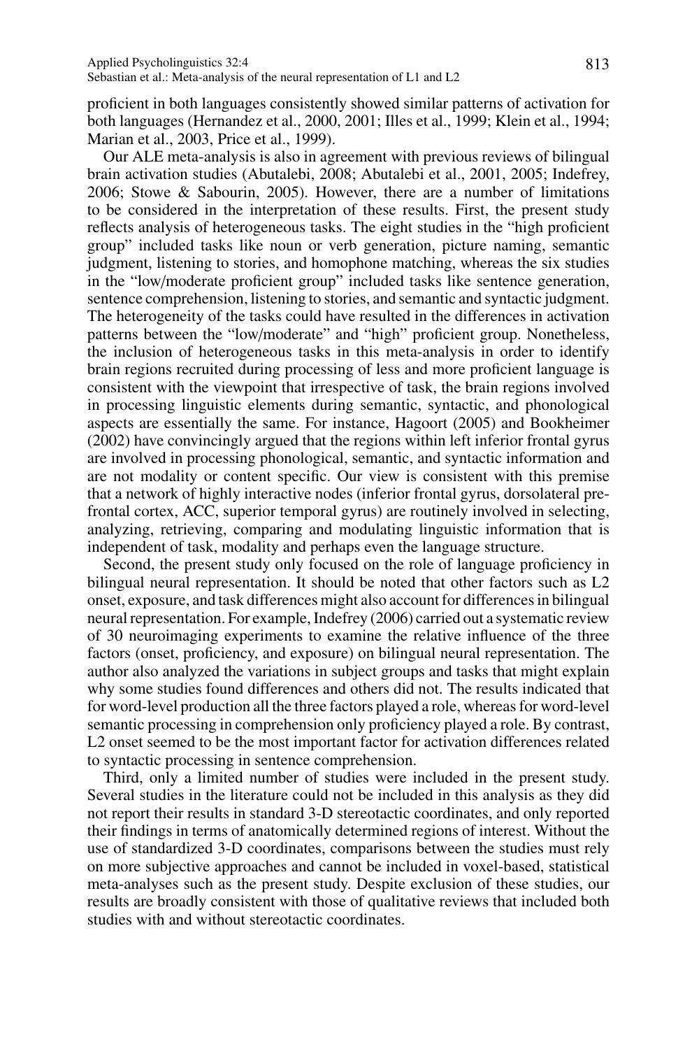proficient in both languages consistently showed similar patterns of activation for both languages (Hernandez et al., 2000, 2001; Illes et al., 1999; Klein et al., 1994; Marian et al., 2003, Price et al., 1999).

Our ALE meta-analysis is also in agreement with previous reviews of bilingual brain activation studies (Abutalebi, 2008; Abutalebi et al., 2001, 2005; Indefrey, 2006; Stowe & Sabourin, 2005). However, there are a number of limitations to be considered in the interpretation of these results. First, the present study reflects analysis of heterogeneous tasks. The eight studies in the "high proficient group" included tasks like noun or verb generation, picture naming, semantic judgment, listening to stories, and homophone matching, whereas the six studies in the "low/moderate proficient group" included tasks like sentence generation, sentence comprehension, listening to stories, and semantic and syntactic judgment. The heterogeneity of the tasks could have resulted in the differences in activation patterns between the "low/moderate" and "high" proficient group. Nonetheless, the inclusion of heterogeneous tasks in this meta-analysis in order to identify brain regions recruited during processing of less and more proficient language is consistent with the viewpoint that irrespective of task, the brain regions involved in processing linguistic elements during semantic, syntactic, and phonological aspects are essentially the same. For instance, Hagoort (2005) and Bookheimer (2002) have convincingly argued that the regions within left inferior frontal gyrus are involved in processing phonological, semantic, and syntactic information and are not modality or content specific. Our view is consistent with this premise that a network of highly interactive nodes (inferior frontal gyrus, dorsolateral prefrontal cortex, ACC, superior temporal gyrus) are routinely involved in selecting, analyzing, retrieving, comparing and modulating linguistic information that is independent of task, modality and perhaps even the language structure.

Second, the present study only focused on the role of language proficiency in bilingual neural representation. It should be noted that other factors such as L2 onset, exposure, and task differences might also account for differences in bilingual neural representation. For example, Indefrey (2006) carried out a systematic review of 30 neuroimaging experiments to examine the relative influence of the three factors (onset, proficiency, and exposure) on bilingual neural representation. The author also analyzed the variations in subject groups and tasks that might explain why some studies found differences and others did not. The results indicated that for word-level production all the three factors played a role, whereas for word-level semantic processing in comprehension only proficiency played a role. By contrast, L2 onset seemed to be the most important factor for activation differences related to syntactic processing in sentence comprehension.

Third, only a limited number of studies were included in the present study. Several studies in the literature could not be included in this analysis as they did not report their results in standard 3-D stereotactic coordinates, and only reported their findings in terms of anatomically determined regions of interest. Without the use of standardized 3-D coordinates, comparisons between the studies must rely on more subjective approaches and cannot be included in voxel-based, statistical meta-analyses such as the present study. Despite exclusion of these studies, our results are broadly consistent with those of qualitative reviews that included both studies with and without stereotactic coordinates.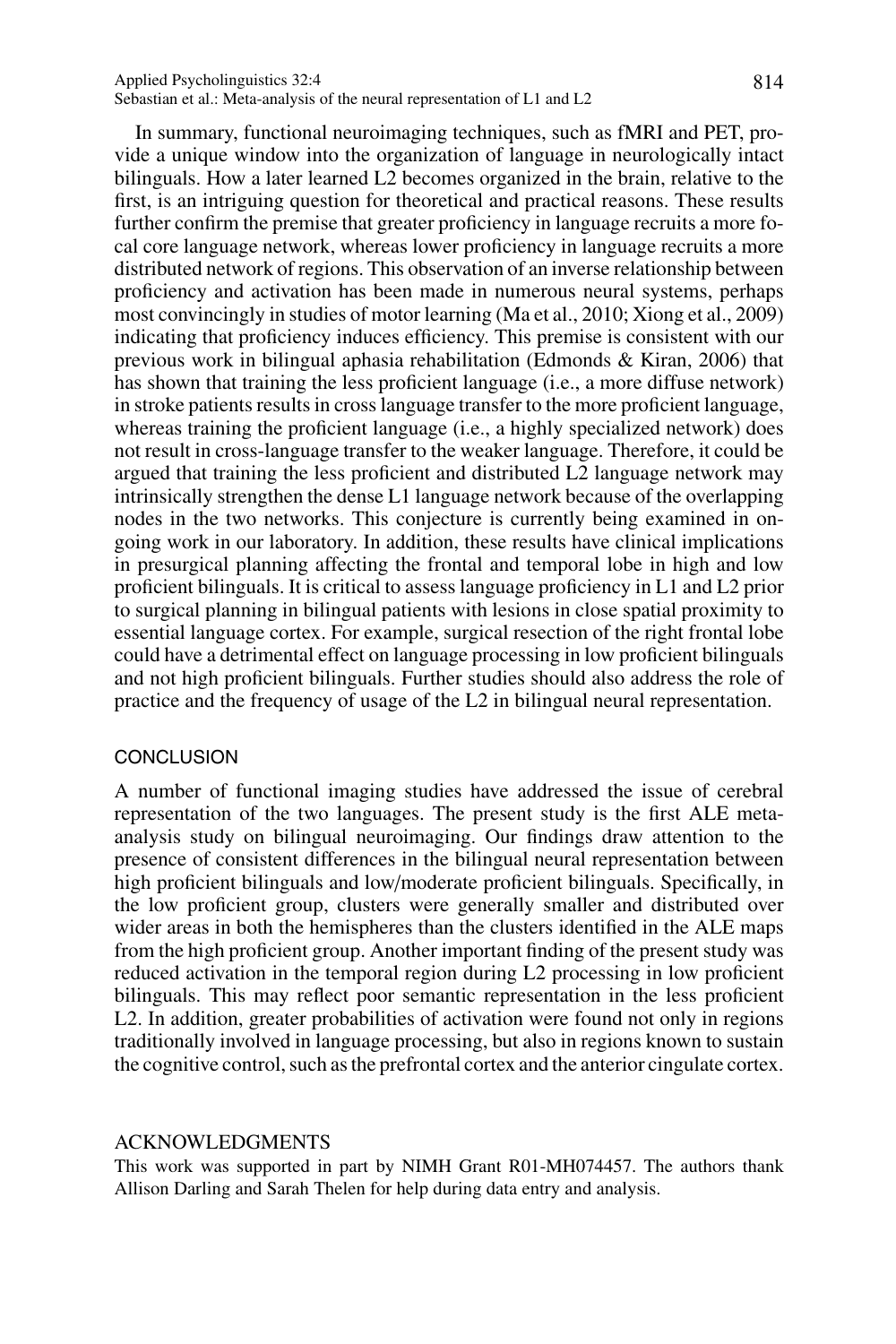In summary, functional neuroimaging techniques, such as fMRI and PET, provide a unique window into the organization of language in neurologically intact bilinguals. How a later learned L2 becomes organized in the brain, relative to the first, is an intriguing question for theoretical and practical reasons. These results further confirm the premise that greater proficiency in language recruits a more focal core language network, whereas lower proficiency in language recruits a more distributed network of regions. This observation of an inverse relationship between proficiency and activation has been made in numerous neural systems, perhaps most convincingly in studies of motor learning (Ma et al., 2010; Xiong et al., 2009) indicating that proficiency induces efficiency. This premise is consistent with our previous work in bilingual aphasia rehabilitation (Edmonds & Kiran, 2006) that has shown that training the less proficient language (i.e., a more diffuse network) in stroke patients results in cross language transfer to the more proficient language, whereas training the proficient language (i.e., a highly specialized network) does not result in cross-language transfer to the weaker language. Therefore, it could be argued that training the less proficient and distributed L2 language network may intrinsically strengthen the dense L1 language network because of the overlapping nodes in the two networks. This conjecture is currently being examined in ongoing work in our laboratory. In addition, these results have clinical implications in presurgical planning affecting the frontal and temporal lobe in high and low proficient bilinguals. It is critical to assess language proficiency in L1 and L2 prior to surgical planning in bilingual patients with lesions in close spatial proximity to essential language cortex. For example, surgical resection of the right frontal lobe could have a detrimental effect on language processing in low proficient bilinguals and not high proficient bilinguals. Further studies should also address the role of practice and the frequency of usage of the L2 in bilingual neural representation.

## CONCLUSION

A number of functional imaging studies have addressed the issue of cerebral representation of the two languages. The present study is the first ALE meta-analysis study on bilingual neuroimaging. Our findings draw attention to the presence of consistent differences in the bilingual neural representation between high proficient bilinguals and low/moderate proficient bilinguals. Specifically, in the low proficient group, clusters were generally smaller and distributed over wider areas in both the hemispheres than the clusters identified in the ALE maps from the high proficient group. Another important finding of the present study was reduced activation in the temporal region during L2 processing in low proficient bilinguals. This may reflect poor semantic representation in the less proficient L2. In addition, greater probabilities of activation were found not only in regions traditionally involved in language processing, but also in regions known to sustain the cognitive control, such as the prefrontal cortex and the anterior cingulate cortex.

## ACKNOWLEDGMENTS

This work was supported in part by NIMH Grant R01-MH074457. The authors thank Allison Darling and Sarah Thelen for help during data entry and analysis.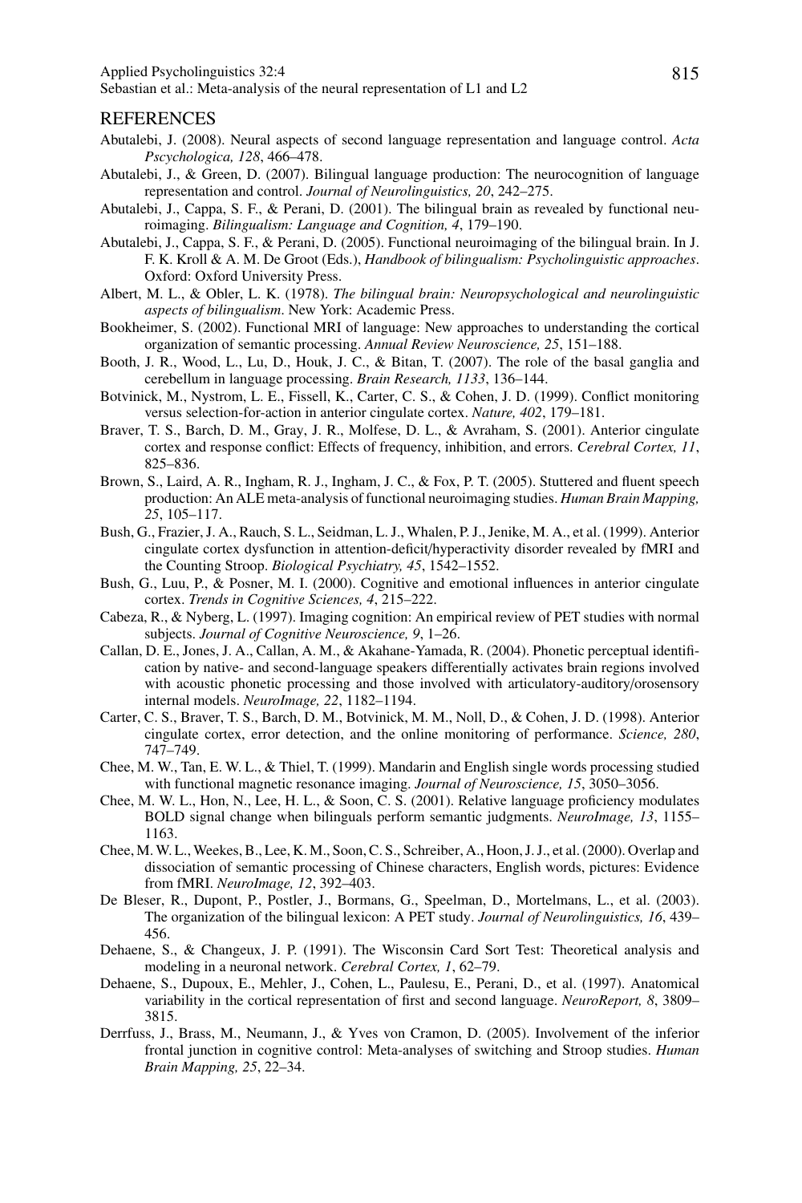## REFERENCES

Abutalebi, J. (2008). Neural aspects of second language representation and language control. *Acta Pscychologica, 128*, 466–478.

Abutalebi, J., & Green, D. (2007). Bilingual language production: The neurocognition of language representation and control. *Journal of Neurolinguistics, 20*, 242–275.

Abutalebi, J., Cappa, S. F., & Perani, D. (2001). The bilingual brain as revealed by functional neuroimaging. *Bilingualism: Language and Cognition, 4*, 179–190.

Abutalebi, J., Cappa, S. F., & Perani, D. (2005). Functional neuroimaging of the bilingual brain. In J. F. K. Kroll & A. M. De Groot (Eds.), *Handbook of bilingualism: Psycholinguistic approaches*. Oxford: Oxford University Press.

Albert, M. L., & Obler, L. K. (1978). *The bilingual brain: Neuropsychological and neurolinguistic aspects of bilingualism*. New York: Academic Press.

Bookheimer, S. (2002). Functional MRI of language: New approaches to understanding the cortical organization of semantic processing. *Annual Review Neuroscience, 25*, 151–188.

Booth, J. R., Wood, L., Lu, D., Houk, J. C., & Bitan, T. (2007). The role of the basal ganglia and cerebellum in language processing. *Brain Research, 1133*, 136–144.

Botvinick, M., Nystrom, L. E., Fissell, K., Carter, C. S., & Cohen, J. D. (1999). Conflict monitoring versus selection-for-action in anterior cingulate cortex. *Nature, 402*, 179–181.

Braver, T. S., Barch, D. M., Gray, J. R., Molfese, D. L., & Avraham, S. (2001). Anterior cingulate cortex and response conflict: Effects of frequency, inhibition, and errors. *Cerebral Cortex, 11*, 825–836.

Brown, S., Laird, A. R., Ingham, R. J., Ingham, J. C., & Fox, P. T. (2005). Stuttered and fluent speech production: An ALE meta-analysis of functional neuroimaging studies. *Human Brain Mapping, 25*, 105–117.

Bush, G., Frazier, J. A., Rauch, S. L., Seidman, L. J., Whalen, P. J., Jenike, M. A., et al. (1999). Anterior cingulate cortex dysfunction in attention-deficit/hyperactivity disorder revealed by fMRI and the Counting Stroop. *Biological Psychiatry, 45*, 1542–1552.

Bush, G., Luu, P., & Posner, M. I. (2000). Cognitive and emotional influences in anterior cingulate cortex. *Trends in Cognitive Sciences, 4*, 215–222.

Cabeza, R., & Nyberg, L. (1997). Imaging cognition: An empirical review of PET studies with normal subjects. *Journal of Cognitive Neuroscience, 9*, 1–26.

Callan, D. E., Jones, J. A., Callan, A. M., & Akahane-Yamada, R. (2004). Phonetic perceptual identification by native- and second-language speakers differentially activates brain regions involved with acoustic phonetic processing and those involved with articulatory-auditory/orosensory internal models. *NeuroImage, 22*, 1182–1194.

Carter, C. S., Braver, T. S., Barch, D. M., Botvinick, M. M., Noll, D., & Cohen, J. D. (1998). Anterior cingulate cortex, error detection, and the online monitoring of performance. *Science, 280*, 747–749.

Chee, M. W., Tan, E. W. L., & Thiel, T. (1999). Mandarin and English single words processing studied with functional magnetic resonance imaging. *Journal of Neuroscience, 15*, 3050–3056.

Chee, M. W. L., Hon, N., Lee, H. L., & Soon, C. S. (2001). Relative language proficiency modulates BOLD signal change when bilinguals perform semantic judgments. *NeuroImage, 13*, 1155–1163.

Chee, M. W. L., Weekes, B., Lee, K. M., Soon, C. S., Schreiber, A., Hoon, J. J., et al. (2000). Overlap and dissociation of semantic processing of Chinese characters, English words, pictures: Evidence from fMRI. *NeuroImage, 12*, 392–403.

De Bleser, R., Dupont, P., Postler, J., Bormans, G., Speelman, D., Mortelmans, L., et al. (2003). The organization of the bilingual lexicon: A PET study. *Journal of Neurolinguistics, 16*, 439–456.

Dehaene, S., & Changeux, J. P. (1991). The Wisconsin Card Sort Test: Theoretical analysis and modeling in a neuronal network. *Cerebral Cortex, 1*, 62–79.

Dehaene, S., Dupoux, E., Mehler, J., Cohen, L., Paulesu, E., Perani, D., et al. (1997). Anatomical variability in the cortical representation of first and second language. *NeuroReport, 8*, 3809–3815.

Derrfuss, J., Brass, M., Neumann, J., & Yves von Cramon, D. (2005). Involvement of the inferior frontal junction in cognitive control: Meta-analyses of switching and Stroop studies. *Human Brain Mapping, 25*, 22–34.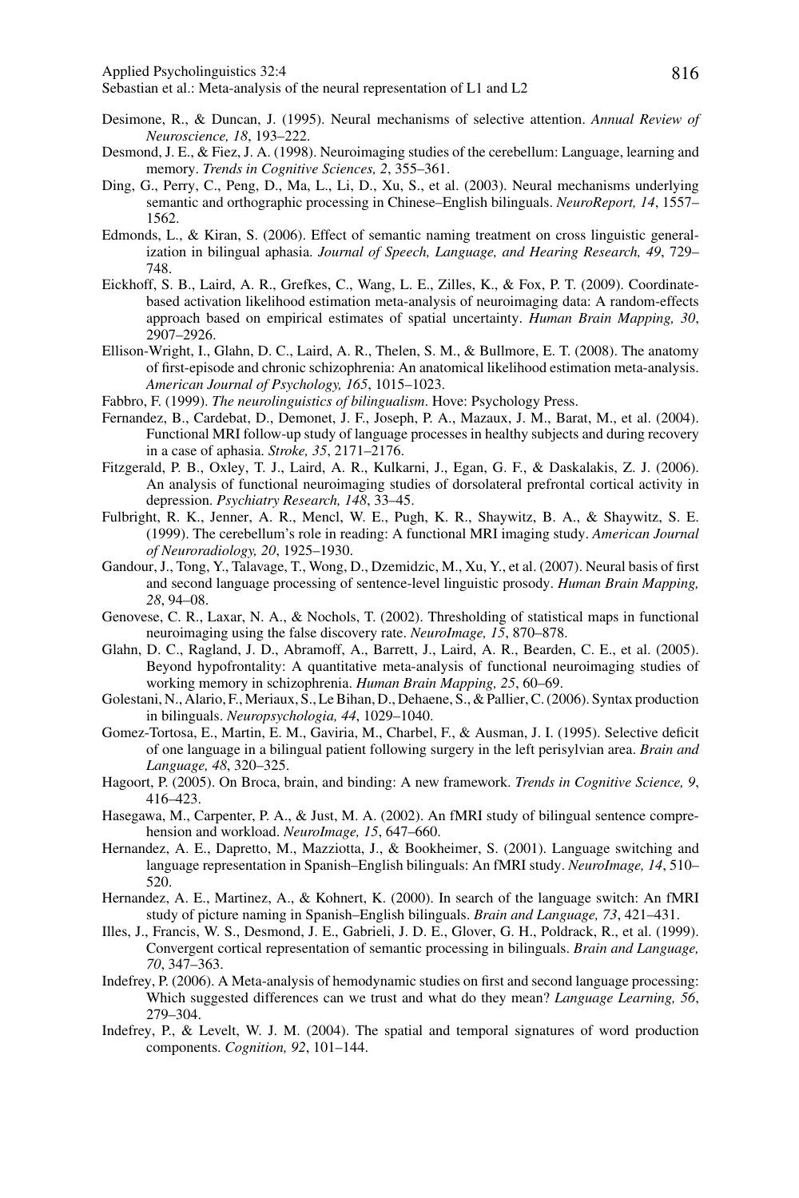Desimone, R., & Duncan, J. (1995). Neural mechanisms of selective attention. *Annual Review of Neuroscience, 18*, 193–222.

Desmond, J. E., & Fiez, J. A. (1998). Neuroimaging studies of the cerebellum: Language, learning and memory. *Trends in Cognitive Sciences, 2*, 355–361.

Ding, G., Perry, C., Peng, D., Ma, L., Li, D., Xu, S., et al. (2003). Neural mechanisms underlying semantic and orthographic processing in Chinese–English bilinguals. *NeuroReport, 14*, 1557–1562.

Edmonds, L., & Kiran, S. (2006). Effect of semantic naming treatment on cross linguistic generalization in bilingual aphasia. *Journal of Speech, Language, and Hearing Research, 49*, 729–748.

Eickhoff, S. B., Laird, A. R., Grefkes, C., Wang, L. E., Zilles, K., & Fox, P. T. (2009). Coordinate-based activation likelihood estimation meta-analysis of neuroimaging data: A random-effects approach based on empirical estimates of spatial uncertainty. *Human Brain Mapping, 30*, 2907–2926.

Ellison-Wright, I., Glahn, D. C., Laird, A. R., Thelen, S. M., & Bullmore, E. T. (2008). The anatomy of first-episode and chronic schizophrenia: An anatomical likelihood estimation meta-analysis. *American Journal of Psychology, 165*, 1015–1023.

Fabbro, F. (1999). *The neurolinguistics of bilingualism*. Hove: Psychology Press.

Fernandez, B., Cardebat, D., Demonet, J. F., Joseph, P. A., Mazaux, J. M., Barat, M., et al. (2004). Functional MRI follow-up study of language processes in healthy subjects and during recovery in a case of aphasia. *Stroke, 35*, 2171–2176.

Fitzgerald, P. B., Oxley, T. J., Laird, A. R., Kulkarni, J., Egan, G. F., & Daskalakis, Z. J. (2006). An analysis of functional neuroimaging studies of dorsolateral prefrontal cortical activity in depression. *Psychiatry Research, 148*, 33–45.

Fulbright, R. K., Jenner, A. R., Mencl, W. E., Pugh, K. R., Shaywitz, B. A., & Shaywitz, S. E. (1999). The cerebellum's role in reading: A functional MRI imaging study. *American Journal of Neuroradiology, 20*, 1925–1930.

Gandour, J., Tong, Y., Talavage, T., Wong, D., Dzemidzic, M., Xu, Y., et al. (2007). Neural basis of first and second language processing of sentence-level linguistic prosody. *Human Brain Mapping, 28*, 94–08.

Genovese, C. R., Laxar, N. A., & Nochols, T. (2002). Thresholding of statistical maps in functional neuroimaging using the false discovery rate. *NeuroImage, 15*, 870–878.

Glahn, D. C., Ragland, J. D., Abramoff, A., Barrett, J., Laird, A. R., Bearden, C. E., et al. (2005). Beyond hypofrontality: A quantitative meta-analysis of functional neuroimaging studies of working memory in schizophrenia. *Human Brain Mapping, 25*, 60–69.

Golestani, N., Alario, F., Meriaux, S., Le Bihan, D., Dehaene, S., & Pallier, C. (2006). Syntax production in bilinguals. *Neuropsychologia, 44*, 1029–1040.

Gomez-Tortosa, E., Martin, E. M., Gaviria, M., Charbel, F., & Ausman, J. I. (1995). Selective deficit of one language in a bilingual patient following surgery in the left perisylvian area. *Brain and Language, 48*, 320–325.

Hagoort, P. (2005). On Broca, brain, and binding: A new framework. *Trends in Cognitive Science, 9*, 416–423.

Hasegawa, M., Carpenter, P. A., & Just, M. A. (2002). An fMRI study of bilingual sentence comprehension and workload. *NeuroImage, 15*, 647–660.

Hernandez, A. E., Dapretto, M., Mazziotta, J., & Bookheimer, S. (2001). Language switching and language representation in Spanish–English bilinguals: An fMRI study. *NeuroImage, 14*, 510–520.

Hernandez, A. E., Martinez, A., & Kohnert, K. (2000). In search of the language switch: An fMRI study of picture naming in Spanish–English bilinguals. *Brain and Language, 73*, 421–431.

Illes, J., Francis, W. S., Desmond, J. E., Gabrieli, J. D. E., Glover, G. H., Poldrack, R., et al. (1999). Convergent cortical representation of semantic processing in bilinguals. *Brain and Language, 70*, 347–363.

Indefrey, P. (2006). A Meta-analysis of hemodynamic studies on first and second language processing: Which suggested differences can we trust and what do they mean? *Language Learning, 56*, 279–304.

Indefrey, P., & Levelt, W. J. M. (2004). The spatial and temporal signatures of word production components. *Cognition, 92*, 101–144.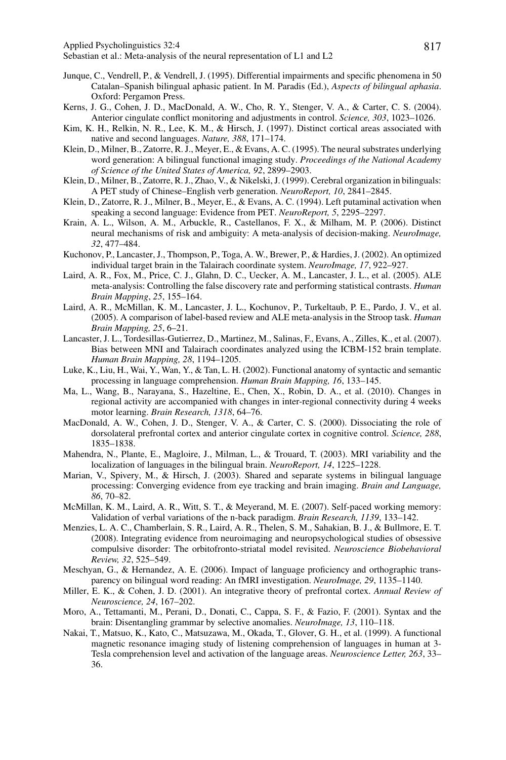Junque, C., Vendrell, P., & Vendrell, J. (1995). Differential impairments and specific phenomena in 50 Catalan–Spanish bilingual aphasic patient. In M. Paradis (Ed.), *Aspects of bilingual aphasia*. Oxford: Pergamon Press.

Kerns, J. G., Cohen, J. D., MacDonald, A. W., Cho, R. Y., Stenger, V. A., & Carter, C. S. (2004). Anterior cingulate conflict monitoring and adjustments in control. *Science, 303*, 1023–1026.

Kim, K. H., Relkin, N. R., Lee, K. M., & Hirsch, J. (1997). Distinct cortical areas associated with native and second languages. *Nature, 388*, 171–174.

Klein, D., Milner, B., Zatorre, R. J., Meyer, E., & Evans, A. C. (1995). The neural substrates underlying word generation: A bilingual functional imaging study. *Proceedings of the National Academy of Science of the United States of America, 92*, 2899–2903.

Klein, D., Milner, B., Zatorre, R. J., Zhao, V., & Nikelski, J. (1999). Cerebral organization in bilinguals: A PET study of Chinese–English verb generation. *NeuroReport, 10*, 2841–2845.

Klein, D., Zatorre, R. J., Milner, B., Meyer, E., & Evans, A. C. (1994). Left putaminal activation when speaking a second language: Evidence from PET. *NeuroReport, 5*, 2295–2297.

Krain, A. L., Wilson, A. M., Arbuckle, R., Castellanos, F. X., & Milham, M. P. (2006). Distinct neural mechanisms of risk and ambiguity: A meta-analysis of decision-making. *NeuroImage, 32*, 477–484.

Kuchonov, P., Lancaster, J., Thompson, P., Toga, A. W., Brewer, P., & Hardies, J. (2002). An optimized individual target brain in the Talairach coordinate system. *NeuroImage, 17*, 922–927.

Laird, A. R., Fox, M., Price, C. J., Glahn, D. C., Uecker, A. M., Lancaster, J. L., et al. (2005). ALE meta-analysis: Controlling the false discovery rate and performing statistical contrasts. *Human Brain Mapping*, *25*, 155–164.

Laird, A. R., McMillan, K. M., Lancaster, J. L., Kochunov, P., Turkeltaub, P. E., Pardo, J. V., et al. (2005). A comparison of label-based review and ALE meta-analysis in the Stroop task. *Human Brain Mapping, 25*, 6–21.

Lancaster, J. L., Tordesillas-Gutierrez, D., Martinez, M., Salinas, F., Evans, A., Zilles, K., et al. (2007). Bias between MNI and Talairach coordinates analyzed using the ICBM-152 brain template. *Human Brain Mapping, 28*, 1194–1205.

Luke, K., Liu, H., Wai, Y., Wan, Y., & Tan, L. H. (2002). Functional anatomy of syntactic and semantic processing in language comprehension. *Human Brain Mapping, 16*, 133–145.

Ma, L., Wang, B., Narayana, S., Hazeltine, E., Chen, X., Robin, D. A., et al. (2010). Changes in regional activity are accompanied with changes in inter-regional connectivity during 4 weeks motor learning. *Brain Research, 1318*, 64–76.

MacDonald, A. W., Cohen, J. D., Stenger, V. A., & Carter, C. S. (2000). Dissociating the role of dorsolateral prefrontal cortex and anterior cingulate cortex in cognitive control. *Science, 288*, 1835–1838.

Mahendra, N., Plante, E., Magloire, J., Milman, L., & Trouard, T. (2003). MRI variability and the localization of languages in the bilingual brain. *NeuroReport, 14*, 1225–1228.

Marian, V., Spivery, M., & Hirsch, J. (2003). Shared and separate systems in bilingual language processing: Converging evidence from eye tracking and brain imaging. *Brain and Language, 86*, 70–82.

McMillan, K. M., Laird, A. R., Witt, S. T., & Meyerand, M. E. (2007). Self-paced working memory: Validation of verbal variations of the n-back paradigm. *Brain Research, 1139*, 133–142.

Menzies, L. A. C., Chamberlain, S. R., Laird, A. R., Thelen, S. M., Sahakian, B. J., & Bullmore, E. T. (2008). Integrating evidence from neuroimaging and neuropsychological studies of obsessive compulsive disorder: The orbitofronto-striatal model revisited. *Neuroscience Biobehavioral Review, 32*, 525–549.

Meschyan, G., & Hernandez, A. E. (2006). Impact of language proficiency and orthographic transparency on bilingual word reading: An fMRI investigation. *NeuroImage, 29*, 1135–1140.

Miller, E. K., & Cohen, J. D. (2001). An integrative theory of prefrontal cortex. *Annual Review of Neuroscience, 24*, 167–202.

Moro, A., Tettamanti, M., Perani, D., Donati, C., Cappa, S. F., & Fazio, F. (2001). Syntax and the brain: Disentangling grammar by selective anomalies. *NeuroImage, 13*, 110–118.

Nakai, T., Matsuo, K., Kato, C., Matsuzawa, M., Okada, T., Glover, G. H., et al. (1999). A functional magnetic resonance imaging study of listening comprehension of languages in human at 3-Tesla comprehension level and activation of the language areas. *Neuroscience Letter, 263*, 33–36.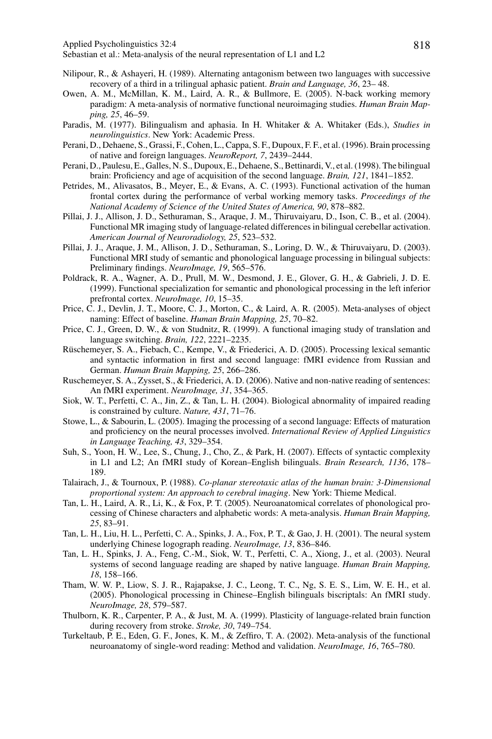Nilipour, R., & Ashayeri, H. (1989). Alternating antagonism between two languages with successive recovery of a third in a trilingual aphasic patient. *Brain and Language, 36*, 23– 48.

Owen, A. M., McMillan, K. M., Laird, A. R., & Bullmore, E. (2005). N-back working memory paradigm: A meta-analysis of normative functional neuroimaging studies. *Human Brain Mapping, 25*, 46–59.

Paradis, M. (1977). Bilingualism and aphasia. In H. Whitaker & A. Whitaker (Eds.), *Studies in neurolinguistics*. New York: Academic Press.

Perani, D., Dehaene, S., Grassi, F., Cohen, L., Cappa, S. F., Dupoux, F. F., et al. (1996). Brain processing of native and foreign languages. *NeuroReport, 7*, 2439–2444.

Perani, D., Paulesu, E., Galles, N. S., Dupoux, E., Dehaene, S., Bettinardi, V., et al. (1998). The bilingual brain: Proficiency and age of acquisition of the second language. *Brain, 121*, 1841–1852.

Petrides, M., Alivasatos, B., Meyer, E., & Evans, A. C. (1993). Functional activation of the human frontal cortex during the performance of verbal working memory tasks. *Proceedings of the National Academy of Science of the United States of America, 90*, 878–882.

Pillai, J. J., Allison, J. D., Sethuraman, S., Araque, J. M., Thiruvaiyaru, D., Ison, C. B., et al. (2004). Functional MR imaging study of language-related differences in bilingual cerebellar activation. *American Journal of Neuroradiology, 25*, 523–532.

Pillai, J. J., Araque, J. M., Allison, J. D., Sethuraman, S., Loring, D. W., & Thiruvaiyaru, D. (2003). Functional MRI study of semantic and phonological language processing in bilingual subjects: Preliminary findings. *NeuroImage, 19*, 565–576.

Poldrack, R. A., Wagner, A. D., Prull, M. W., Desmond, J. E., Glover, G. H., & Gabrieli, J. D. E. (1999). Functional specialization for semantic and phonological processing in the left inferior prefrontal cortex. *NeuroImage, 10*, 15–35.

Price, C. J., Devlin, J. T., Moore, C. J., Morton, C., & Laird, A. R. (2005). Meta-analyses of object naming: Effect of baseline. *Human Brain Mapping, 25*, 70–82.

Price, C. J., Green, D. W., & von Studnitz, R. (1999). A functional imaging study of translation and language switching. *Brain, 122*, 2221–2235.

Rüschemeyer, S. A., Fiebach, C., Kempe, V., & Friederici, A. D. (2005). Processing lexical semantic and syntactic information in first and second language: fMRI evidence from Russian and German. *Human Brain Mapping, 25*, 266–286.

Ruschemeyer, S. A., Zysset, S., & Friederici, A. D. (2006). Native and non-native reading of sentences: An fMRI experiment. *NeuroImage, 31*, 354–365.

Siok, W. T., Perfetti, C. A., Jin, Z., & Tan, L. H. (2004). Biological abnormality of impaired reading is constrained by culture. *Nature, 431*, 71–76.

Stowe, L., & Sabourin, L. (2005). Imaging the processing of a second language: Effects of maturation and proficiency on the neural processes involved. *International Review of Applied Linguistics in Language Teaching, 43*, 329–354.

Suh, S., Yoon, H. W., Lee, S., Chung, J., Cho, Z., & Park, H. (2007). Effects of syntactic complexity in L1 and L2; An fMRI study of Korean–English bilinguals. *Brain Research, 1136*, 178–189.

Talairach, J., & Tournoux, P. (1988). *Co-planar stereotaxic atlas of the human brain: 3-Dimensional proportional system: An approach to cerebral imaging*. New York: Thieme Medical.

Tan, L. H., Laird, A. R., Li, K., & Fox, P. T. (2005). Neuroanatomical correlates of phonological processing of Chinese characters and alphabetic words: A meta-analysis. *Human Brain Mapping, 25*, 83–91.

Tan, L. H., Liu, H. L., Perfetti, C. A., Spinks, J. A., Fox, P. T., & Gao, J. H. (2001). The neural system underlying Chinese logograph reading. *NeuroImage, 13*, 836–846.

Tan, L. H., Spinks, J. A., Feng, C.-M., Siok, W. T., Perfetti, C. A., Xiong, J., et al. (2003). Neural systems of second language reading are shaped by native language. *Human Brain Mapping, 18*, 158–166.

Tham, W. W. P., Liow, S. J. R., Rajapakse, J. C., Leong, T. C., Ng, S. E. S., Lim, W. E. H., et al. (2005). Phonological processing in Chinese–English bilinguals biscriptals: An fMRI study. *NeuroImage, 28*, 579–587.

Thulborn, K. R., Carpenter, P. A., & Just, M. A. (1999). Plasticity of language-related brain function during recovery from stroke. *Stroke, 30*, 749–754.

Turkeltaub, P. E., Eden, G. F., Jones, K. M., & Zeffiro, T. A. (2002). Meta-analysis of the functional neuroanatomy of single-word reading: Method and validation. *NeuroImage, 16*, 765–780.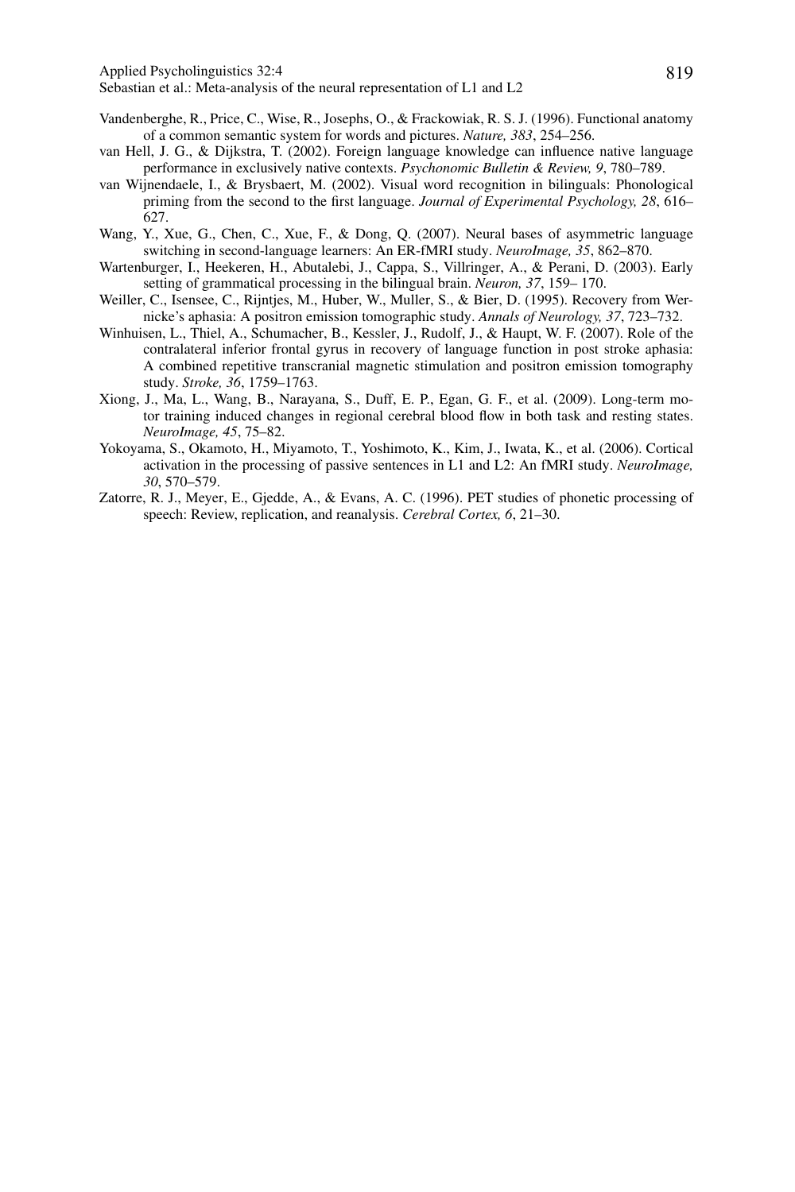Vandenberghe, R., Price, C., Wise, R., Josephs, O., & Frackowiak, R. S. J. (1996). Functional anatomy of a common semantic system for words and pictures. *Nature, 383*, 254–256.

van Hell, J. G., & Dijkstra, T. (2002). Foreign language knowledge can influence native language performance in exclusively native contexts. *Psychonomic Bulletin & Review, 9*, 780–789.

van Wijnendaele, I., & Brysbaert, M. (2002). Visual word recognition in bilinguals: Phonological priming from the second to the first language. *Journal of Experimental Psychology, 28*, 616–627.

Wang, Y., Xue, G., Chen, C., Xue, F., & Dong, Q. (2007). Neural bases of asymmetric language switching in second-language learners: An ER-fMRI study. *NeuroImage, 35*, 862–870.

Wartenburger, I., Heekeren, H., Abutalebi, J., Cappa, S., Villringer, A., & Perani, D. (2003). Early setting of grammatical processing in the bilingual brain. *Neuron, 37*, 159– 170.

Weiller, C., Isensee, C., Rijntjes, M., Huber, W., Muller, S., & Bier, D. (1995). Recovery from Wernicke's aphasia: A positron emission tomographic study. *Annals of Neurology, 37*, 723–732.

Winhuisen, L., Thiel, A., Schumacher, B., Kessler, J., Rudolf, J., & Haupt, W. F. (2007). Role of the contralateral inferior frontal gyrus in recovery of language function in post stroke aphasia: A combined repetitive transcranial magnetic stimulation and positron emission tomography study. *Stroke, 36*, 1759–1763.

Xiong, J., Ma, L., Wang, B., Narayana, S., Duff, E. P., Egan, G. F., et al. (2009). Long-term motor training induced changes in regional cerebral blood flow in both task and resting states. *NeuroImage, 45*, 75–82.

Yokoyama, S., Okamoto, H., Miyamoto, T., Yoshimoto, K., Kim, J., Iwata, K., et al. (2006). Cortical activation in the processing of passive sentences in L1 and L2: An fMRI study. *NeuroImage, 30*, 570–579.

Zatorre, R. J., Meyer, E., Gjedde, A., & Evans, A. C. (1996). PET studies of phonetic processing of speech: Review, replication, and reanalysis. *Cerebral Cortex, 6*, 21–30.